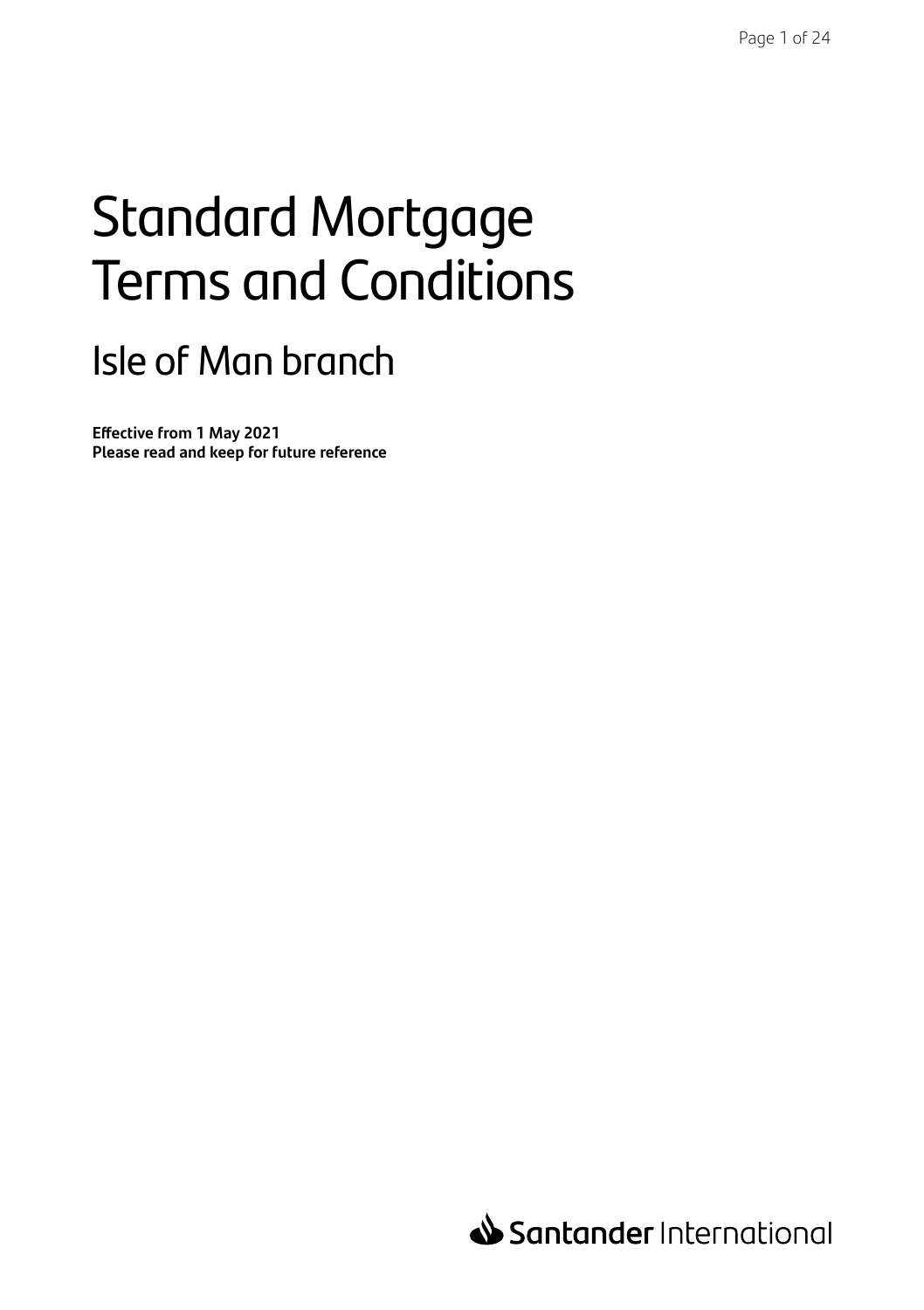# Standard Mortgage Terms and Conditions

## Isle of Man branch

**Effective from 1 May 2021**
**Please read and keep for future reference**

Santander International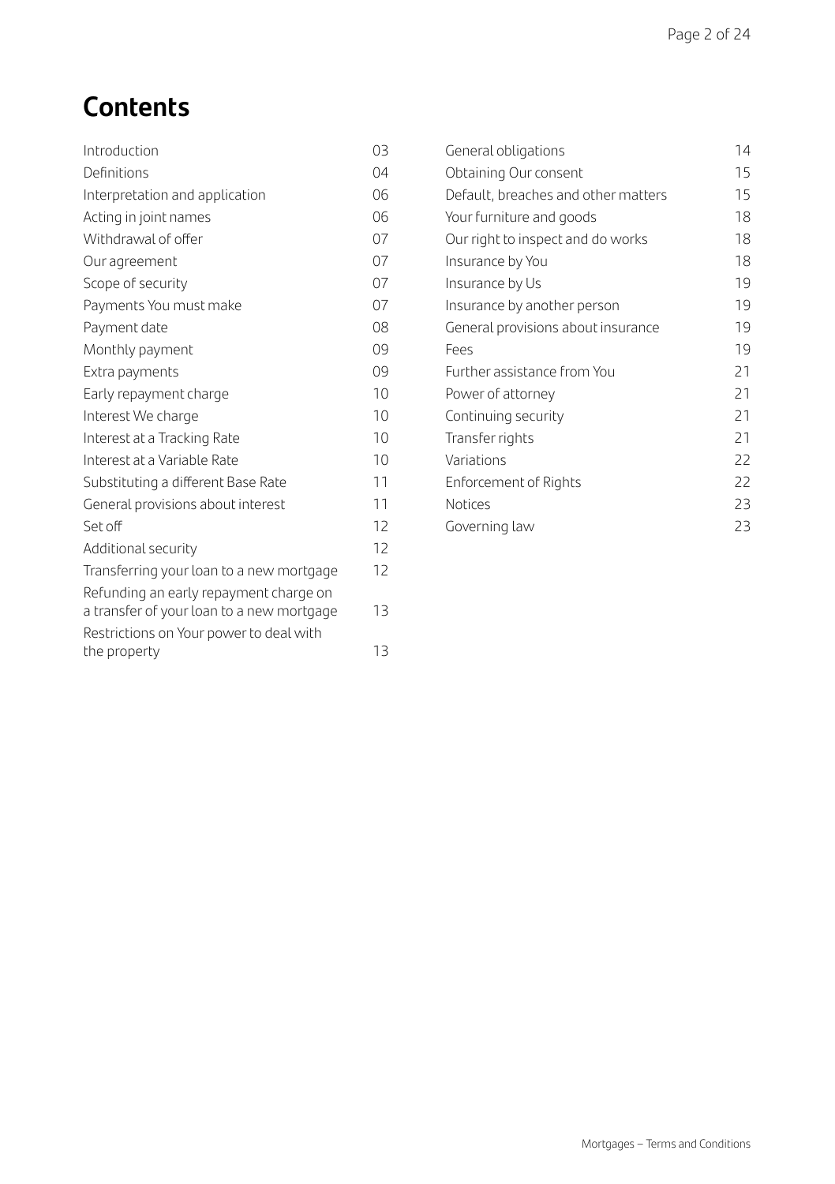# Contents

| | |
|---|---|
| Introduction | 03 |
| Definitions | 04 |
| Interpretation and application | 06 |
| Acting in joint names | 06 |
| Withdrawal of offer | 07 |
| Our agreement | 07 |
| Scope of security | 07 |
| Payments You must make | 07 |
| Payment date | 08 |
| Monthly payment | 09 |
| Extra payments | 09 |
| Early repayment charge | 10 |
| Interest We charge | 10 |
| Interest at a Tracking Rate | 10 |
| Interest at a Variable Rate | 10 |
| Substituting a different Base Rate | 11 |
| General provisions about interest | 11 |
| Set off | 12 |
| Additional security | 12 |
| Transferring your loan to a new mortgage | 12 |
| Refunding an early repayment charge on a transfer of your loan to a new mortgage | 13 |
| Restrictions on Your power to deal with the property | 13 |
| General obligations | 14 |
| Obtaining Our consent | 15 |
| Default, breaches and other matters | 15 |
| Your furniture and goods | 18 |
| Our right to inspect and do works | 18 |
| Insurance by You | 18 |
| Insurance by Us | 19 |
| Insurance by another person | 19 |
| General provisions about insurance | 19 |
| Fees | 19 |
| Further assistance from You | 21 |
| Power of attorney | 21 |
| Continuing security | 21 |
| Transfer rights | 21 |
| Variations | 22 |
| Enforcement of Rights | 22 |
| Notices | 23 |
| Governing law | 23 |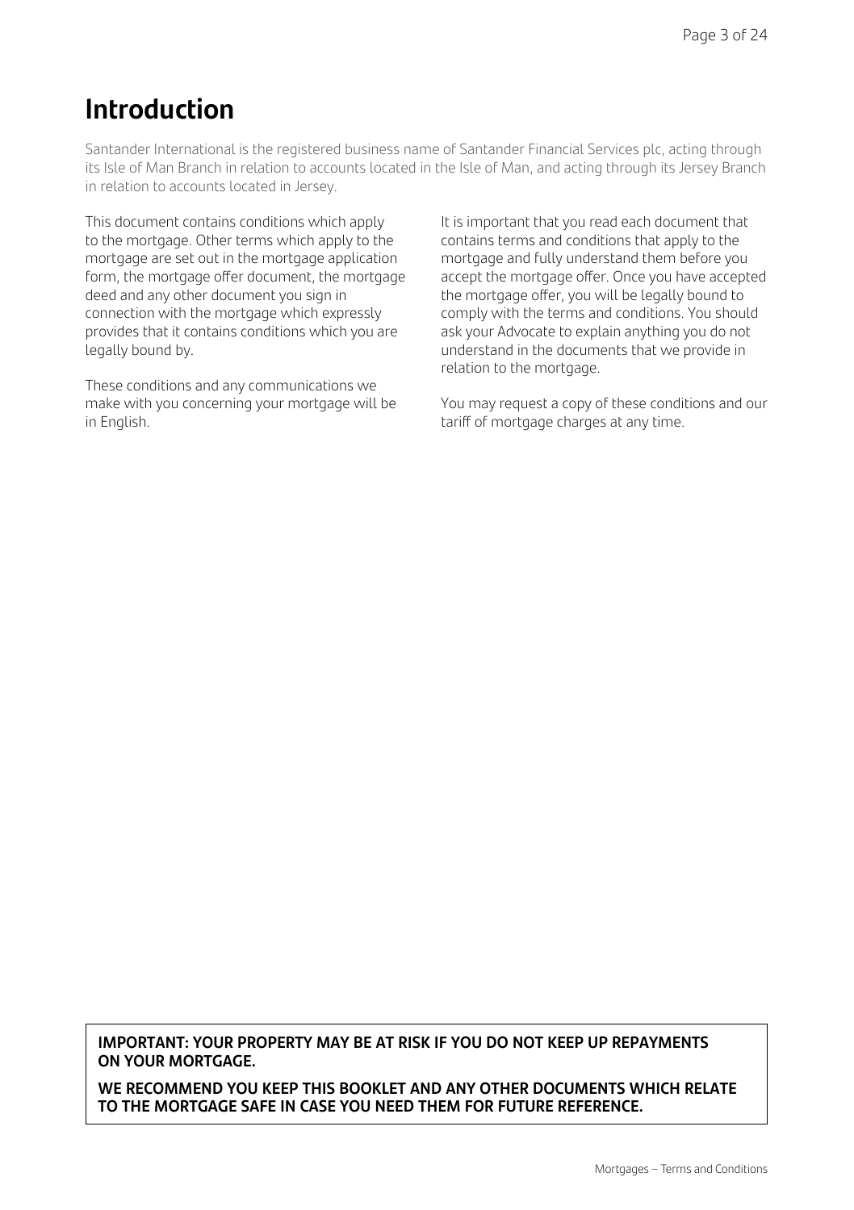# Introduction

Santander International is the registered business name of Santander Financial Services plc, acting through its Isle of Man Branch in relation to accounts located in the Isle of Man, and acting through its Jersey Branch in relation to accounts located in Jersey.

This document contains conditions which apply to the mortgage. Other terms which apply to the mortgage are set out in the mortgage application form, the mortgage offer document, the mortgage deed and any other document you sign in connection with the mortgage which expressly provides that it contains conditions which you are legally bound by.

These conditions and any communications we make with you concerning your mortgage will be in English.

It is important that you read each document that contains terms and conditions that apply to the mortgage and fully understand them before you accept the mortgage offer. Once you have accepted the mortgage offer, you will be legally bound to comply with the terms and conditions. You should ask your Advocate to explain anything you do not understand in the documents that we provide in relation to the mortgage.

You may request a copy of these conditions and our tariff of mortgage charges at any time.

**IMPORTANT: YOUR PROPERTY MAY BE AT RISK IF YOU DO NOT KEEP UP REPAYMENTS ON YOUR MORTGAGE.**

**WE RECOMMEND YOU KEEP THIS BOOKLET AND ANY OTHER DOCUMENTS WHICH RELATE TO THE MORTGAGE SAFE IN CASE YOU NEED THEM FOR FUTURE REFERENCE.**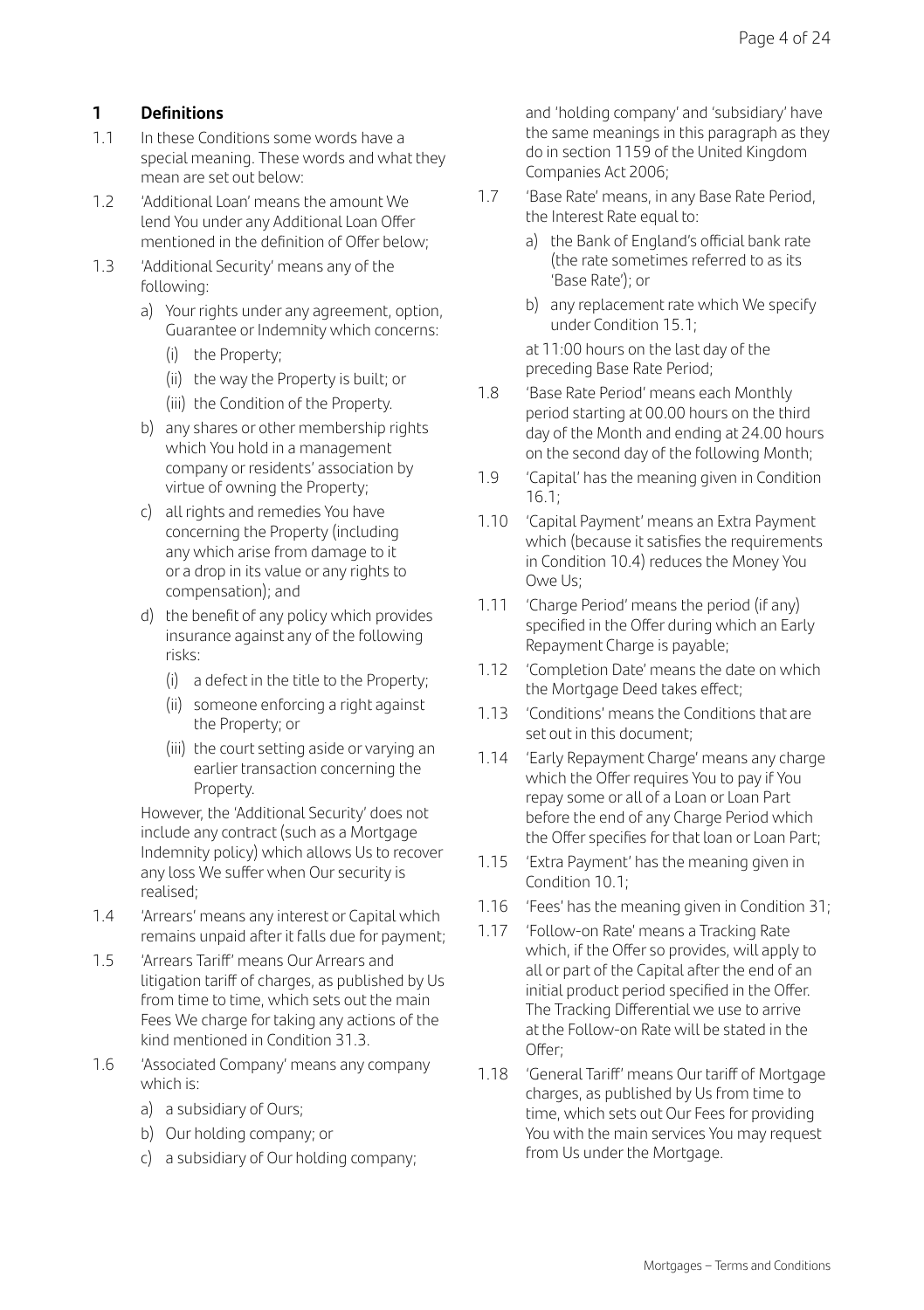## 1 Definitions

1.1 In these Conditions some words have a special meaning. These words and what they mean are set out below:

1.2 'Additional Loan' means the amount We lend You under any Additional Loan Offer mentioned in the definition of Offer below;

1.3 'Additional Security' means any of the following:

a) Your rights under any agreement, option, Guarantee or Indemnity which concerns:
   (i) the Property;
   (ii) the way the Property is built; or
   (iii) the Condition of the Property.

b) any shares or other membership rights which You hold in a management company or residents' association by virtue of owning the Property;

c) all rights and remedies You have concerning the Property (including any which arise from damage to it or a drop in its value or any rights to compensation); and

d) the benefit of any policy which provides insurance against any of the following risks:
   (i) a defect in the title to the Property;
   (ii) someone enforcing a right against the Property; or
   (iii) the court setting aside or varying an earlier transaction concerning the Property.

However, the 'Additional Security' does not include any contract (such as a Mortgage Indemnity policy) which allows Us to recover any loss We suffer when Our security is realised;

1.4 'Arrears' means any interest or Capital which remains unpaid after it falls due for payment;

1.5 'Arrears Tariff' means Our Arrears and litigation tariff of charges, as published by Us from time to time, which sets out the main Fees We charge for taking any actions of the kind mentioned in Condition 31.3.

1.6 'Associated Company' means any company which is:

a) a subsidiary of Ours;
b) Our holding company; or
c) a subsidiary of Our holding company;

and 'holding company' and 'subsidiary' have the same meanings in this paragraph as they do in section 1159 of the United Kingdom Companies Act 2006;

1.7 'Base Rate' means, in any Base Rate Period, the Interest Rate equal to:

a) the Bank of England's official bank rate (the rate sometimes referred to as its 'Base Rate'); or
b) any replacement rate which We specify under Condition 15.1;

at 11:00 hours on the last day of the preceding Base Rate Period;

1.8 'Base Rate Period' means each Monthly period starting at 00.00 hours on the third day of the Month and ending at 24.00 hours on the second day of the following Month;

1.9 'Capital' has the meaning given in Condition 16.1;

1.10 'Capital Payment' means an Extra Payment which (because it satisfies the requirements in Condition 10.4) reduces the Money You Owe Us;

1.11 'Charge Period' means the period (if any) specified in the Offer during which an Early Repayment Charge is payable;

1.12 'Completion Date' means the date on which the Mortgage Deed takes effect;

1.13 'Conditions' means the Conditions that are set out in this document;

1.14 'Early Repayment Charge' means any charge which the Offer requires You to pay if You repay some or all of a Loan or Loan Part before the end of any Charge Period which the Offer specifies for that loan or Loan Part;

1.15 'Extra Payment' has the meaning given in Condition 10.1;

1.16 'Fees' has the meaning given in Condition 31;

1.17 'Follow-on Rate' means a Tracking Rate which, if the Offer so provides, will apply to all or part of the Capital after the end of an initial product period specified in the Offer. The Tracking Differential we use to arrive at the Follow-on Rate will be stated in the Offer;

1.18 'General Tariff' means Our tariff of Mortgage charges, as published by Us from time to time, which sets out Our Fees for providing You with the main services You may request from Us under the Mortgage.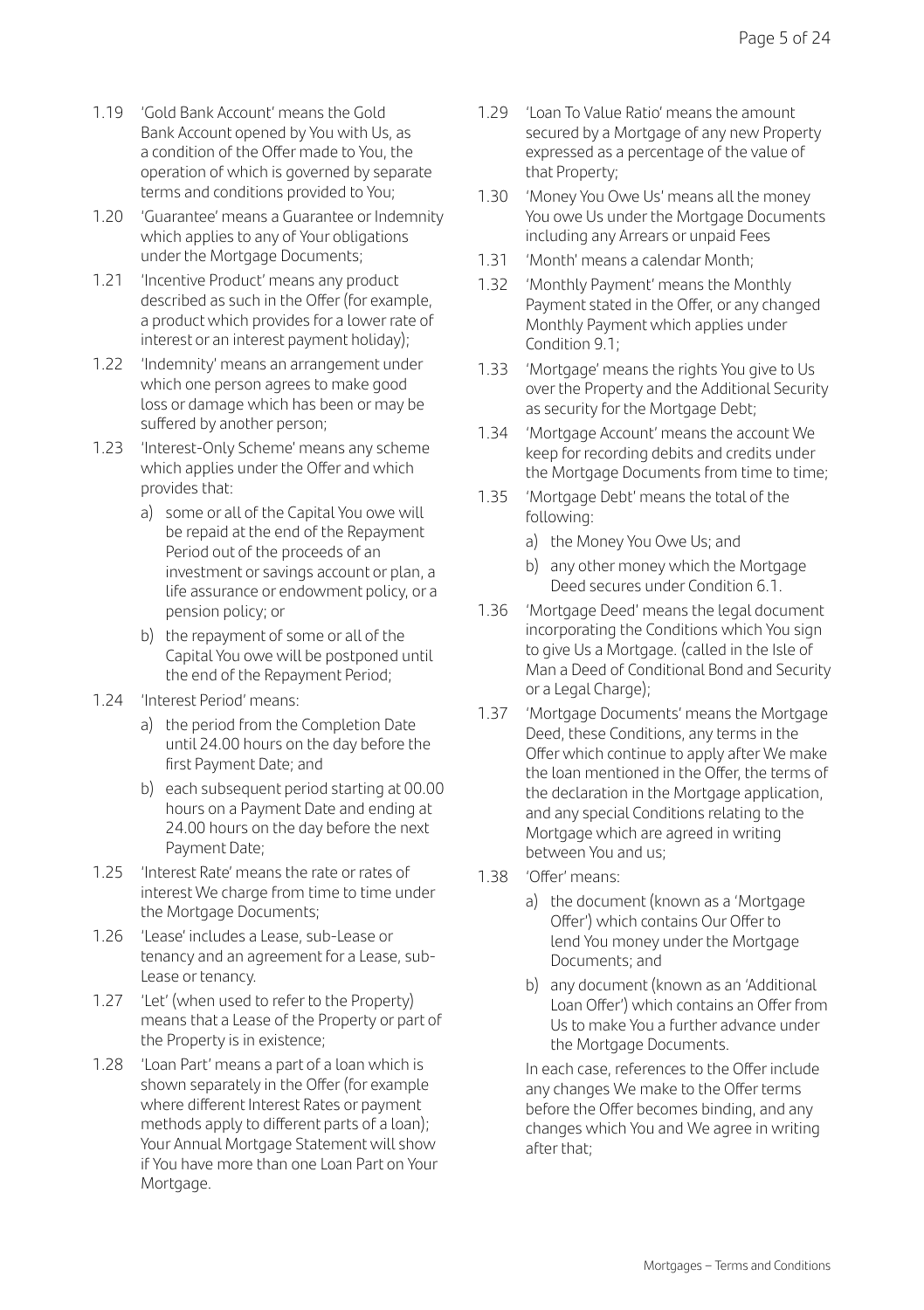1.19 'Gold Bank Account' means the Gold Bank Account opened by You with Us, as a condition of the Offer made to You, the operation of which is governed by separate terms and conditions provided to You;

1.20 'Guarantee' means a Guarantee or Indemnity which applies to any of Your obligations under the Mortgage Documents;

1.21 'Incentive Product' means any product described as such in the Offer (for example, a product which provides for a lower rate of interest or an interest payment holiday);

1.22 'Indemnity' means an arrangement under which one person agrees to make good loss or damage which has been or may be suffered by another person;

1.23 'Interest-Only Scheme' means any scheme which applies under the Offer and which provides that:

  a) some or all of the Capital You owe will be repaid at the end of the Repayment Period out of the proceeds of an investment or savings account or plan, a life assurance or endowment policy, or a pension policy; or

  b) the repayment of some or all of the Capital You owe will be postponed until the end of the Repayment Period;

1.24 'Interest Period' means:

  a) the period from the Completion Date until 24.00 hours on the day before the first Payment Date; and

  b) each subsequent period starting at 00.00 hours on a Payment Date and ending at 24.00 hours on the day before the next Payment Date;

1.25 'Interest Rate' means the rate or rates of interest We charge from time to time under the Mortgage Documents;

1.26 'Lease' includes a Lease, sub-Lease or tenancy and an agreement for a Lease, sub-Lease or tenancy.

1.27 'Let' (when used to refer to the Property) means that a Lease of the Property or part of the Property is in existence;

1.28 'Loan Part' means a part of a loan which is shown separately in the Offer (for example where different Interest Rates or payment methods apply to different parts of a loan); Your Annual Mortgage Statement will show if You have more than one Loan Part on Your Mortgage.

1.29 'Loan To Value Ratio' means the amount secured by a Mortgage of any new Property expressed as a percentage of the value of that Property;

1.30 'Money You Owe Us' means all the money You owe Us under the Mortgage Documents including any Arrears or unpaid Fees

1.31 'Month' means a calendar Month;

1.32 'Monthly Payment' means the Monthly Payment stated in the Offer, or any changed Monthly Payment which applies under Condition 9.1;

1.33 'Mortgage' means the rights You give to Us over the Property and the Additional Security as security for the Mortgage Debt;

1.34 'Mortgage Account' means the account We keep for recording debits and credits under the Mortgage Documents from time to time;

1.35 'Mortgage Debt' means the total of the following:

  a) the Money You Owe Us; and

  b) any other money which the Mortgage Deed secures under Condition 6.1.

1.36 'Mortgage Deed' means the legal document incorporating the Conditions which You sign to give Us a Mortgage. (called in the Isle of Man a Deed of Conditional Bond and Security or a Legal Charge);

1.37 'Mortgage Documents' means the Mortgage Deed, these Conditions, any terms in the Offer which continue to apply after We make the loan mentioned in the Offer, the terms of the declaration in the Mortgage application, and any special Conditions relating to the Mortgage which are agreed in writing between You and us;

1.38 'Offer' means:

  a) the document (known as a 'Mortgage Offer') which contains Our Offer to lend You money under the Mortgage Documents; and

  b) any document (known as an 'Additional Loan Offer') which contains an Offer from Us to make You a further advance under the Mortgage Documents.

  In each case, references to the Offer include any changes We make to the Offer terms before the Offer becomes binding, and any changes which You and We agree in writing after that;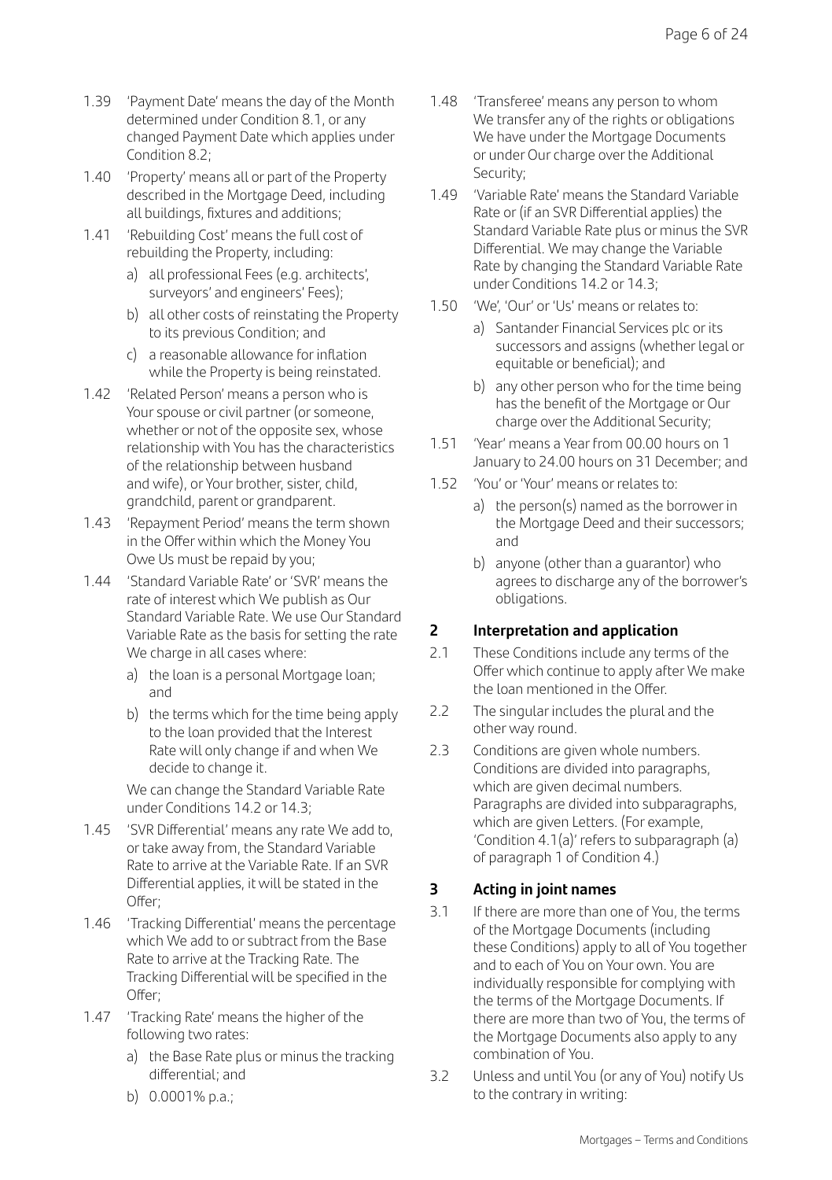1.39 'Payment Date' means the day of the Month determined under Condition 8.1, or any changed Payment Date which applies under Condition 8.2;

1.40 'Property' means all or part of the Property described in the Mortgage Deed, including all buildings, fixtures and additions;

1.41 'Rebuilding Cost' means the full cost of rebuilding the Property, including:

   a) all professional Fees (e.g. architects', surveyors' and engineers' Fees);

   b) all other costs of reinstating the Property to its previous Condition; and

   c) a reasonable allowance for inflation while the Property is being reinstated.

1.42 'Related Person' means a person who is Your spouse or civil partner (or someone, whether or not of the opposite sex, whose relationship with You has the characteristics of the relationship between husband and wife), or Your brother, sister, child, grandchild, parent or grandparent.

1.43 'Repayment Period' means the term shown in the Offer within which the Money You Owe Us must be repaid by you;

1.44 'Standard Variable Rate' or 'SVR' means the rate of interest which We publish as Our Standard Variable Rate. We use Our Standard Variable Rate as the basis for setting the rate We charge in all cases where:

   a) the loan is a personal Mortgage loan; and

   b) the terms which for the time being apply to the loan provided that the Interest Rate will only change if and when We decide to change it.

   We can change the Standard Variable Rate under Conditions 14.2 or 14.3;

1.45 'SVR Differential' means any rate We add to, or take away from, the Standard Variable Rate to arrive at the Variable Rate. If an SVR Differential applies, it will be stated in the Offer;

1.46 'Tracking Differential' means the percentage which We add to or subtract from the Base Rate to arrive at the Tracking Rate. The Tracking Differential will be specified in the Offer;

1.47 'Tracking Rate' means the higher of the following two rates:

   a) the Base Rate plus or minus the tracking differential; and

   b) 0.0001% p.a.;

1.48 'Transferee' means any person to whom We transfer any of the rights or obligations We have under the Mortgage Documents or under Our charge over the Additional Security;

1.49 'Variable Rate' means the Standard Variable Rate or (if an SVR Differential applies) the Standard Variable Rate plus or minus the SVR Differential. We may change the Variable Rate by changing the Standard Variable Rate under Conditions 14.2 or 14.3;

1.50 'We', 'Our' or 'Us' means or relates to:

   a) Santander Financial Services plc or its successors and assigns (whether legal or equitable or beneficial); and

   b) any other person who for the time being has the benefit of the Mortgage or Our charge over the Additional Security;

1.51 'Year' means a Year from 00.00 hours on 1 January to 24.00 hours on 31 December; and

1.52 'You' or 'Your' means or relates to:

   a) the person(s) named as the borrower in the Mortgage Deed and their successors; and

   b) anyone (other than a guarantor) who agrees to discharge any of the borrower's obligations.

## 2 Interpretation and application

2.1 These Conditions include any terms of the Offer which continue to apply after We make the loan mentioned in the Offer.

2.2 The singular includes the plural and the other way round.

2.3 Conditions are given whole numbers. Conditions are divided into paragraphs, which are given decimal numbers. Paragraphs are divided into subparagraphs, which are given Letters. (For example, 'Condition 4.1(a)' refers to subparagraph (a) of paragraph 1 of Condition 4.)

## 3 Acting in joint names

3.1 If there are more than one of You, the terms of the Mortgage Documents (including these Conditions) apply to all of You together and to each of You on Your own. You are individually responsible for complying with the terms of the Mortgage Documents. If there are more than two of You, the terms of the Mortgage Documents also apply to any combination of You.

3.2 Unless and until You (or any of You) notify Us to the contrary in writing: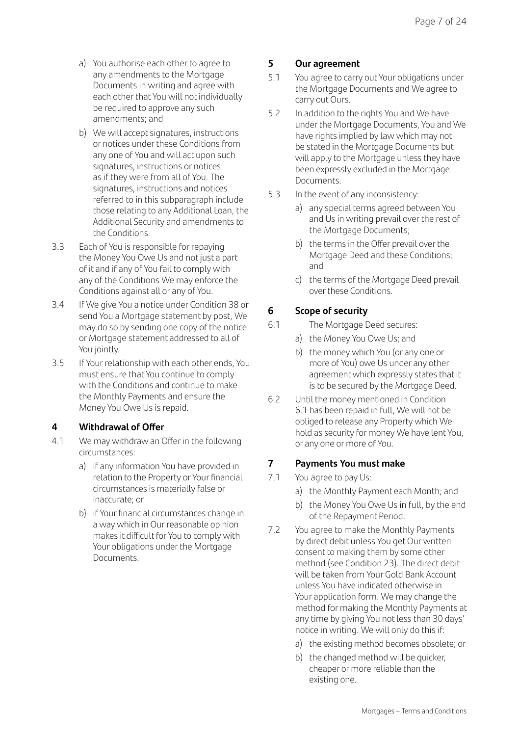a) You authorise each other to agree to any amendments to the Mortgage Documents in writing and agree with each other that You will not individually be required to approve any such amendments; and

b) We will accept signatures, instructions or notices under these Conditions from any one of You and will act upon such signatures, instructions or notices as if they were from all of You. The signatures, instructions and notices referred to in this subparagraph include those relating to any Additional Loan, the Additional Security and amendments to the Conditions.

3.3 Each of You is responsible for repaying the Money You Owe Us and not just a part of it and if any of You fail to comply with any of the Conditions We may enforce the Conditions against all or any of You.

3.4 If We give You a notice under Condition 38 or send You a Mortgage statement by post, We may do so by sending one copy of the notice or Mortgage statement addressed to all of You jointly.

3.5 If Your relationship with each other ends, You must ensure that You continue to comply with the Conditions and continue to make the Monthly Payments and ensure the Money You Owe Us is repaid.

## 4 Withdrawal of Offer

4.1 We may withdraw an Offer in the following circumstances:

a) if any information You have provided in relation to the Property or Your financial circumstances is materially false or inaccurate; or

b) if Your financial circumstances change in a way which in Our reasonable opinion makes it difficult for You to comply with Your obligations under the Mortgage Documents.

## 5 Our agreement

5.1 You agree to carry out Your obligations under the Mortgage Documents and We agree to carry out Ours.

5.2 In addition to the rights You and We have under the Mortgage Documents, You and We have rights implied by law which may not be stated in the Mortgage Documents but will apply to the Mortgage unless they have been expressly excluded in the Mortgage Documents.

5.3 In the event of any inconsistency:

a) any special terms agreed between You and Us in writing prevail over the rest of the Mortgage Documents;

b) the terms in the Offer prevail over the Mortgage Deed and these Conditions; and

c) the terms of the Mortgage Deed prevail over these Conditions.

## 6 Scope of security

6.1 The Mortgage Deed secures:

a) the Money You Owe Us; and

b) the money which You (or any one or more of You) owe Us under any other agreement which expressly states that it is to be secured by the Mortgage Deed.

6.2 Until the money mentioned in Condition 6.1 has been repaid in full, We will not be obliged to release any Property which We hold as security for money We have lent You, or any one or more of You.

## 7 Payments You must make

7.1 You agree to pay Us:

a) the Monthly Payment each Month; and

b) the Money You Owe Us in full, by the end of the Repayment Period.

7.2 You agree to make the Monthly Payments by direct debit unless You get Our written consent to making them by some other method (see Condition 23). The direct debit will be taken from Your Gold Bank Account unless You have indicated otherwise in Your application form. We may change the method for making the Monthly Payments at any time by giving You not less than 30 days' notice in writing. We will only do this if:

a) the existing method becomes obsolete; or

b) the changed method will be quicker, cheaper or more reliable than the existing one.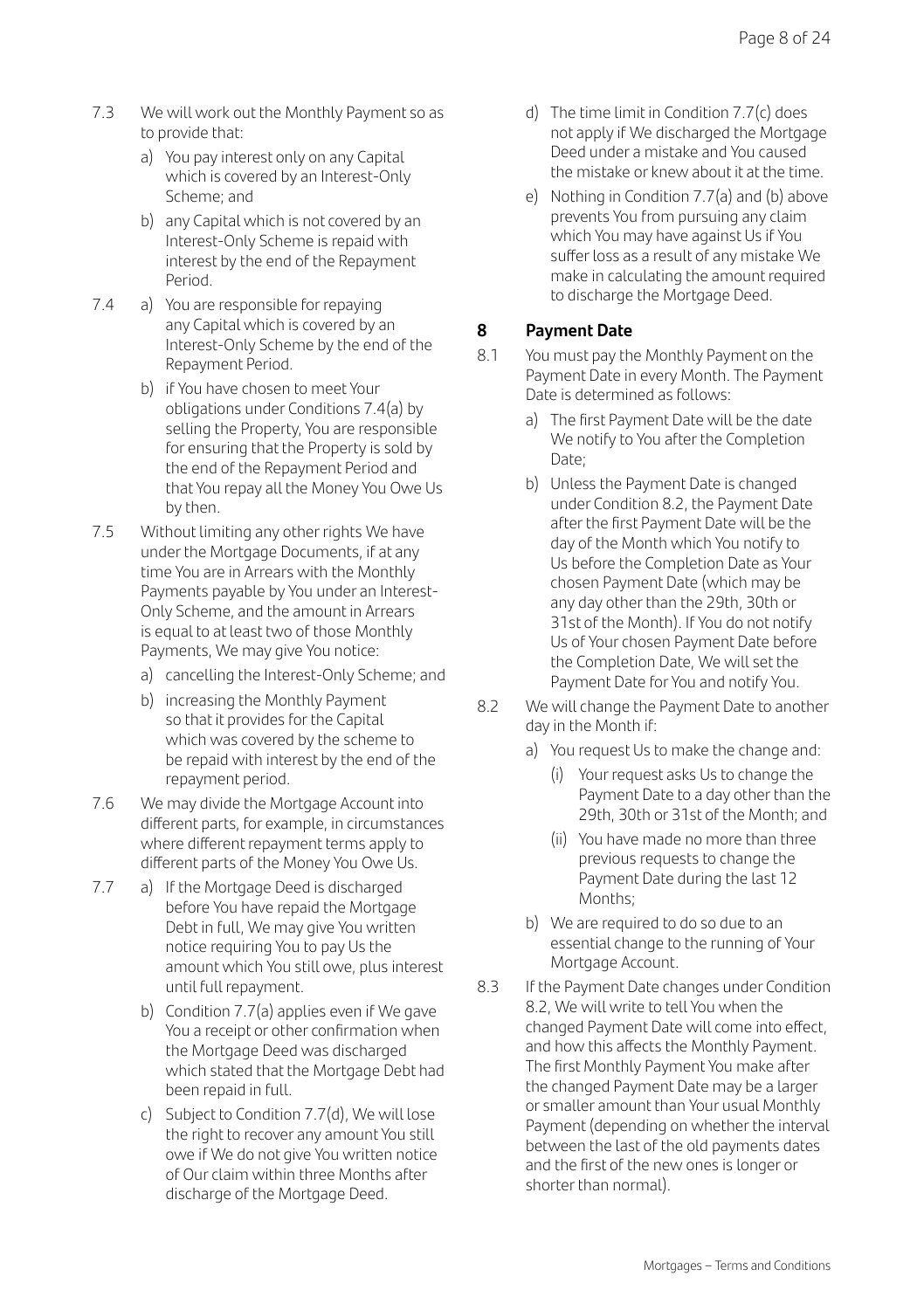7.3 We will work out the Monthly Payment so as to provide that:

   a) You pay interest only on any Capital which is covered by an Interest-Only Scheme; and

   b) any Capital which is not covered by an Interest-Only Scheme is repaid with interest by the end of the Repayment Period.

7.4 a) You are responsible for repaying any Capital which is covered by an Interest-Only Scheme by the end of the Repayment Period.

   b) if You have chosen to meet Your obligations under Conditions 7.4(a) by selling the Property, You are responsible for ensuring that the Property is sold by the end of the Repayment Period and that You repay all the Money You Owe Us by then.

7.5 Without limiting any other rights We have under the Mortgage Documents, if at any time You are in Arrears with the Monthly Payments payable by You under an Interest-Only Scheme, and the amount in Arrears is equal to at least two of those Monthly Payments, We may give You notice:

   a) cancelling the Interest-Only Scheme; and

   b) increasing the Monthly Payment so that it provides for the Capital which was covered by the scheme to be repaid with interest by the end of the repayment period.

7.6 We may divide the Mortgage Account into different parts, for example, in circumstances where different repayment terms apply to different parts of the Money You Owe Us.

7.7 a) If the Mortgage Deed is discharged before You have repaid the Mortgage Debt in full, We may give You written notice requiring You to pay Us the amount which You still owe, plus interest until full repayment.

   b) Condition 7.7(a) applies even if We gave You a receipt or other confirmation when the Mortgage Deed was discharged which stated that the Mortgage Debt had been repaid in full.

   c) Subject to Condition 7.7(d), We will lose the right to recover any amount You still owe if We do not give You written notice of Our claim within three Months after discharge of the Mortgage Deed.

   d) The time limit in Condition 7.7(c) does not apply if We discharged the Mortgage Deed under a mistake and You caused the mistake or knew about it at the time.

   e) Nothing in Condition 7.7(a) and (b) above prevents You from pursuing any claim which You may have against Us if You suffer loss as a result of any mistake We make in calculating the amount required to discharge the Mortgage Deed.

## 8 Payment Date

8.1 You must pay the Monthly Payment on the Payment Date in every Month. The Payment Date is determined as follows:

   a) The first Payment Date will be the date We notify to You after the Completion Date;

   b) Unless the Payment Date is changed under Condition 8.2, the Payment Date after the first Payment Date will be the day of the Month which You notify to Us before the Completion Date as Your chosen Payment Date (which may be any day other than the 29th, 30th or 31st of the Month). If You do not notify Us of Your chosen Payment Date before the Completion Date, We will set the Payment Date for You and notify You.

8.2 We will change the Payment Date to another day in the Month if:

   a) You request Us to make the change and:

      (i) Your request asks Us to change the Payment Date to a day other than the 29th, 30th or 31st of the Month; and

      (ii) You have made no more than three previous requests to change the Payment Date during the last 12 Months;

   b) We are required to do so due to an essential change to the running of Your Mortgage Account.

8.3 If the Payment Date changes under Condition 8.2, We will write to tell You when the changed Payment Date will come into effect, and how this affects the Monthly Payment. The first Monthly Payment You make after the changed Payment Date may be a larger or smaller amount than Your usual Monthly Payment (depending on whether the interval between the last of the old payments dates and the first of the new ones is longer or shorter than normal).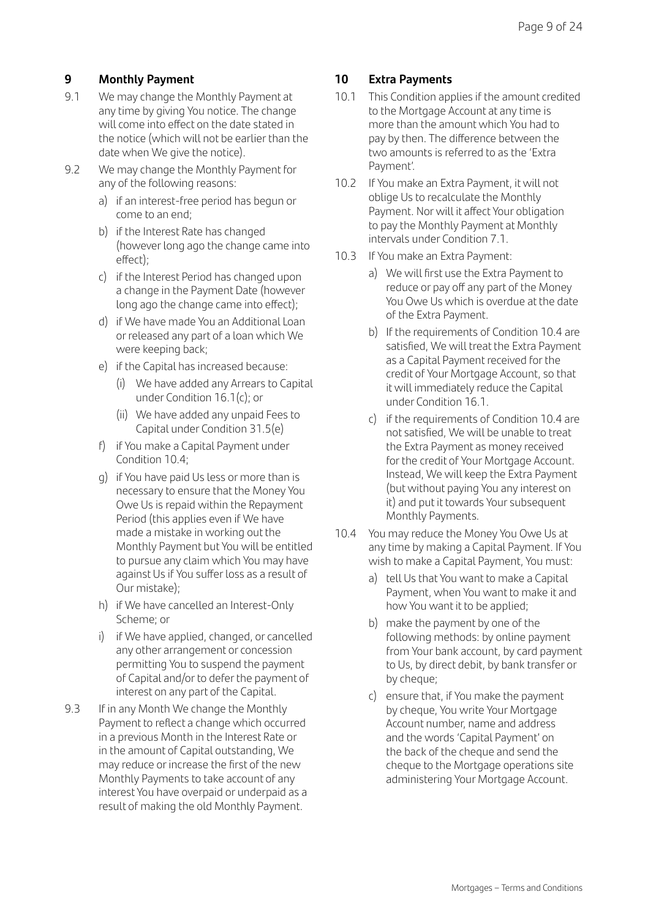## 9 Monthly Payment

9.1 We may change the Monthly Payment at any time by giving You notice. The change will come into effect on the date stated in the notice (which will not be earlier than the date when We give the notice).

9.2 We may change the Monthly Payment for any of the following reasons:

a) if an interest-free period has begun or come to an end;

b) if the Interest Rate has changed (however long ago the change came into effect);

c) if the Interest Period has changed upon a change in the Payment Date (however long ago the change came into effect);

d) if We have made You an Additional Loan or released any part of a loan which We were keeping back;

e) if the Capital has increased because:

(i) We have added any Arrears to Capital under Condition 16.1(c); or

(ii) We have added any unpaid Fees to Capital under Condition 31.5(e)

f) if You make a Capital Payment under Condition 10.4;

g) if You have paid Us less or more than is necessary to ensure that the Money You Owe Us is repaid within the Repayment Period (this applies even if We have made a mistake in working out the Monthly Payment but You will be entitled to pursue any claim which You may have against Us if You suffer loss as a result of Our mistake);

h) if We have cancelled an Interest-Only Scheme; or

i) if We have applied, changed, or cancelled any other arrangement or concession permitting You to suspend the payment of Capital and/or to defer the payment of interest on any part of the Capital.

9.3 If in any Month We change the Monthly Payment to reflect a change which occurred in a previous Month in the Interest Rate or in the amount of Capital outstanding, We may reduce or increase the first of the new Monthly Payments to take account of any interest You have overpaid or underpaid as a result of making the old Monthly Payment.

## 10 Extra Payments

10.1 This Condition applies if the amount credited to the Mortgage Account at any time is more than the amount which You had to pay by then. The difference between the two amounts is referred to as the 'Extra Payment'.

10.2 If You make an Extra Payment, it will not oblige Us to recalculate the Monthly Payment. Nor will it affect Your obligation to pay the Monthly Payment at Monthly intervals under Condition 7.1.

10.3 If You make an Extra Payment:

a) We will first use the Extra Payment to reduce or pay off any part of the Money You Owe Us which is overdue at the date of the Extra Payment.

b) If the requirements of Condition 10.4 are satisfied, We will treat the Extra Payment as a Capital Payment received for the credit of Your Mortgage Account, so that it will immediately reduce the Capital under Condition 16.1.

c) if the requirements of Condition 10.4 are not satisfied, We will be unable to treat the Extra Payment as money received for the credit of Your Mortgage Account. Instead, We will keep the Extra Payment (but without paying You any interest on it) and put it towards Your subsequent Monthly Payments.

10.4 You may reduce the Money You Owe Us at any time by making a Capital Payment. If You wish to make a Capital Payment, You must:

a) tell Us that You want to make a Capital Payment, when You want to make it and how You want it to be applied;

b) make the payment by one of the following methods: by online payment from Your bank account, by card payment to Us, by direct debit, by bank transfer or by cheque;

c) ensure that, if You make the payment by cheque, You write Your Mortgage Account number, name and address and the words 'Capital Payment' on the back of the cheque and send the cheque to the Mortgage operations site administering Your Mortgage Account.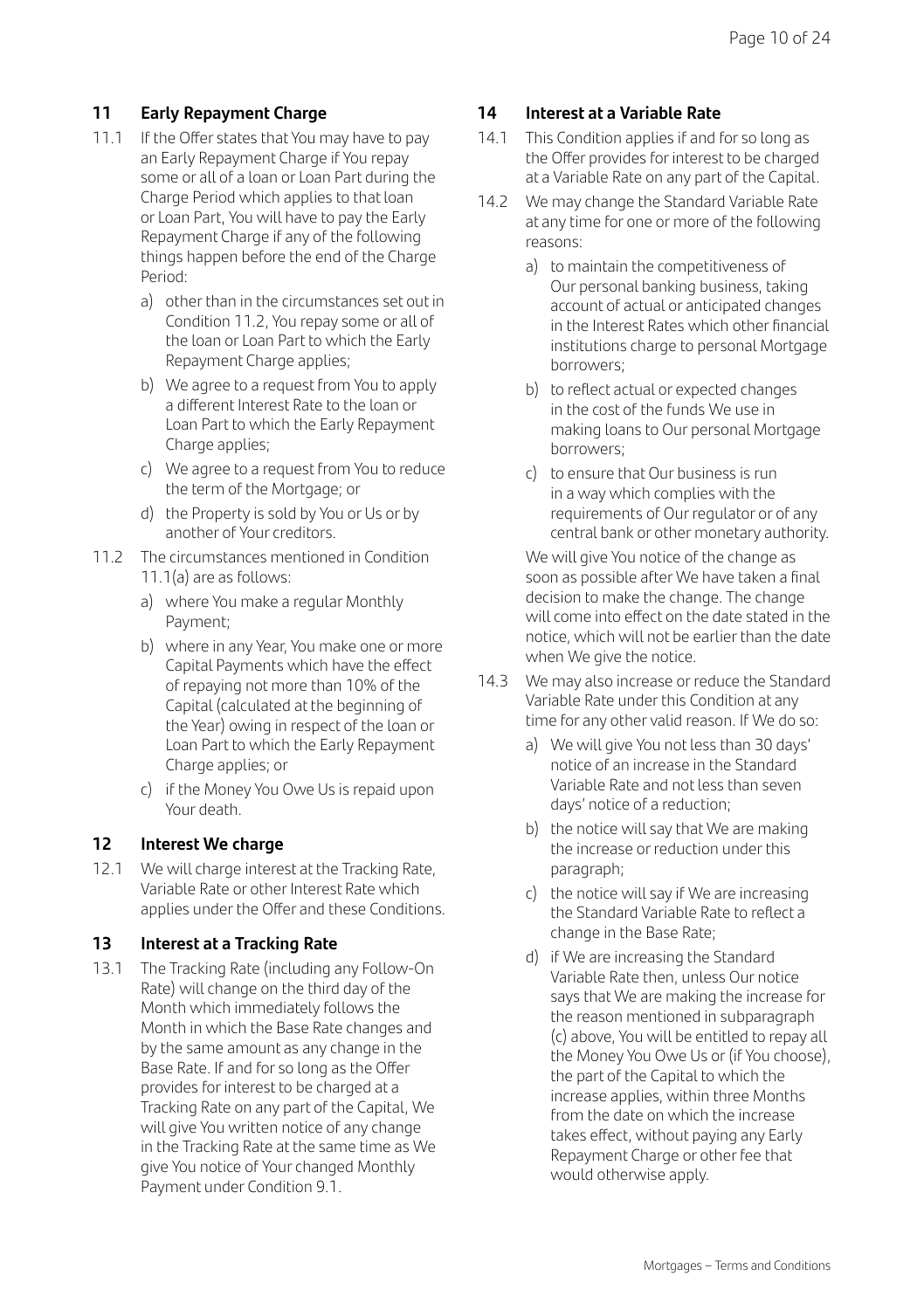## 11 Early Repayment Charge

11.1 If the Offer states that You may have to pay an Early Repayment Charge if You repay some or all of a loan or Loan Part during the Charge Period which applies to that loan or Loan Part, You will have to pay the Early Repayment Charge if any of the following things happen before the end of the Charge Period:

a) other than in the circumstances set out in Condition 11.2, You repay some or all of the loan or Loan Part to which the Early Repayment Charge applies;

b) We agree to a request from You to apply a different Interest Rate to the loan or Loan Part to which the Early Repayment Charge applies;

c) We agree to a request from You to reduce the term of the Mortgage; or

d) the Property is sold by You or Us or by another of Your creditors.

11.2 The circumstances mentioned in Condition 11.1(a) are as follows:

a) where You make a regular Monthly Payment;

b) where in any Year, You make one or more Capital Payments which have the effect of repaying not more than 10% of the Capital (calculated at the beginning of the Year) owing in respect of the loan or Loan Part to which the Early Repayment Charge applies; or

c) if the Money You Owe Us is repaid upon Your death.

## 12 Interest We charge

12.1 We will charge interest at the Tracking Rate, Variable Rate or other Interest Rate which applies under the Offer and these Conditions.

## 13 Interest at a Tracking Rate

13.1 The Tracking Rate (including any Follow-On Rate) will change on the third day of the Month which immediately follows the Month in which the Base Rate changes and by the same amount as any change in the Base Rate. If and for so long as the Offer provides for interest to be charged at a Tracking Rate on any part of the Capital, We will give You written notice of any change in the Tracking Rate at the same time as We give You notice of Your changed Monthly Payment under Condition 9.1.

## 14 Interest at a Variable Rate

14.1 This Condition applies if and for so long as the Offer provides for interest to be charged at a Variable Rate on any part of the Capital.

14.2 We may change the Standard Variable Rate at any time for one or more of the following reasons:

a) to maintain the competitiveness of Our personal banking business, taking account of actual or anticipated changes in the Interest Rates which other financial institutions charge to personal Mortgage borrowers;

b) to reflect actual or expected changes in the cost of the funds We use in making loans to Our personal Mortgage borrowers;

c) to ensure that Our business is run in a way which complies with the requirements of Our regulator or of any central bank or other monetary authority.

We will give You notice of the change as soon as possible after We have taken a final decision to make the change. The change will come into effect on the date stated in the notice, which will not be earlier than the date when We give the notice.

14.3 We may also increase or reduce the Standard Variable Rate under this Condition at any time for any other valid reason. If We do so:

a) We will give You not less than 30 days' notice of an increase in the Standard Variable Rate and not less than seven days' notice of a reduction;

b) the notice will say that We are making the increase or reduction under this paragraph;

c) the notice will say if We are increasing the Standard Variable Rate to reflect a change in the Base Rate;

d) if We are increasing the Standard Variable Rate then, unless Our notice says that We are making the increase for the reason mentioned in subparagraph (c) above, You will be entitled to repay all the Money You Owe Us or (if You choose), the part of the Capital to which the increase applies, within three Months from the date on which the increase takes effect, without paying any Early Repayment Charge or other fee that would otherwise apply.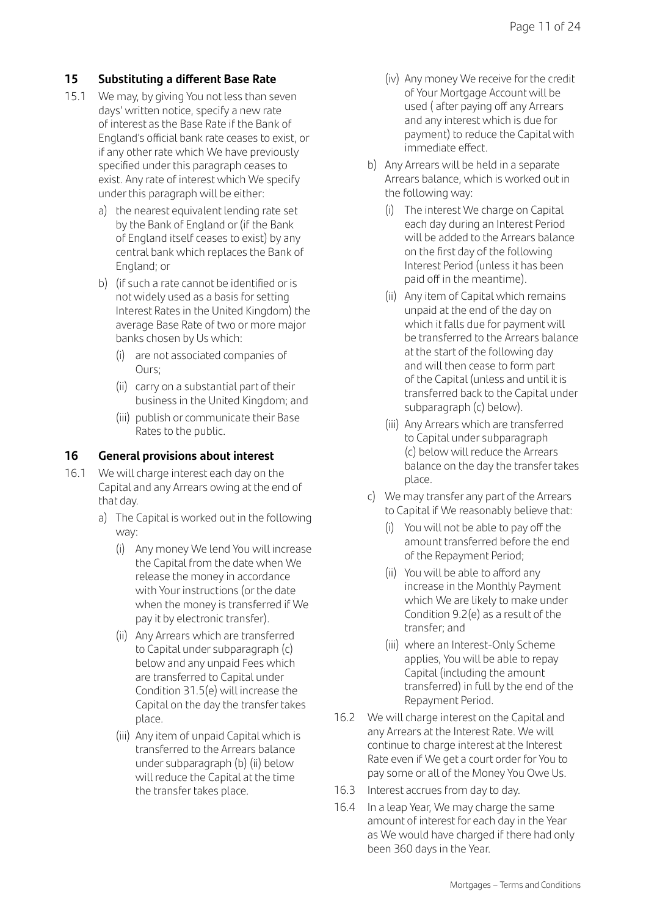## 15 Substituting a different Base Rate

15.1 We may, by giving You not less than seven days' written notice, specify a new rate of interest as the Base Rate if the Bank of England's official bank rate ceases to exist, or if any other rate which We have previously specified under this paragraph ceases to exist. Any rate of interest which We specify under this paragraph will be either:

- a) the nearest equivalent lending rate set by the Bank of England or (if the Bank of England itself ceases to exist) by any central bank which replaces the Bank of England; or
- b) (if such a rate cannot be identified or is not widely used as a basis for setting Interest Rates in the United Kingdom) the average Base Rate of two or more major banks chosen by Us which:
  - (i) are not associated companies of Ours;
  - (ii) carry on a substantial part of their business in the United Kingdom; and
  - (iii) publish or communicate their Base Rates to the public.

## 16 General provisions about interest

16.1 We will charge interest each day on the Capital and any Arrears owing at the end of that day.

- a) The Capital is worked out in the following way:
  - (i) Any money We lend You will increase the Capital from the date when We release the money in accordance with Your instructions (or the date when the money is transferred if We pay it by electronic transfer).
  - (ii) Any Arrears which are transferred to Capital under subparagraph (c) below and any unpaid Fees which are transferred to Capital under Condition 31.5(e) will increase the Capital on the day the transfer takes place.
  - (iii) Any item of unpaid Capital which is transferred to the Arrears balance under subparagraph (b) (ii) below will reduce the Capital at the time the transfer takes place.
  - (iv) Any money We receive for the credit of Your Mortgage Account will be used ( after paying off any Arrears and any interest which is due for payment) to reduce the Capital with immediate effect.
- b) Any Arrears will be held in a separate Arrears balance, which is worked out in the following way:
  - (i) The interest We charge on Capital each day during an Interest Period will be added to the Arrears balance on the first day of the following Interest Period (unless it has been paid off in the meantime).
  - (ii) Any item of Capital which remains unpaid at the end of the day on which it falls due for payment will be transferred to the Arrears balance at the start of the following day and will then cease to form part of the Capital (unless and until it is transferred back to the Capital under subparagraph (c) below).
  - (iii) Any Arrears which are transferred to Capital under subparagraph (c) below will reduce the Arrears balance on the day the transfer takes place.
- c) We may transfer any part of the Arrears to Capital if We reasonably believe that:
  - (i) You will not be able to pay off the amount transferred before the end of the Repayment Period;
  - (ii) You will be able to afford any increase in the Monthly Payment which We are likely to make under Condition 9.2(e) as a result of the transfer; and
  - (iii) where an Interest-Only Scheme applies, You will be able to repay Capital (including the amount transferred) in full by the end of the Repayment Period.

16.2 We will charge interest on the Capital and any Arrears at the Interest Rate. We will continue to charge interest at the Interest Rate even if We get a court order for You to pay some or all of the Money You Owe Us.

16.3 Interest accrues from day to day.

16.4 In a leap Year, We may charge the same amount of interest for each day in the Year as We would have charged if there had only been 360 days in the Year.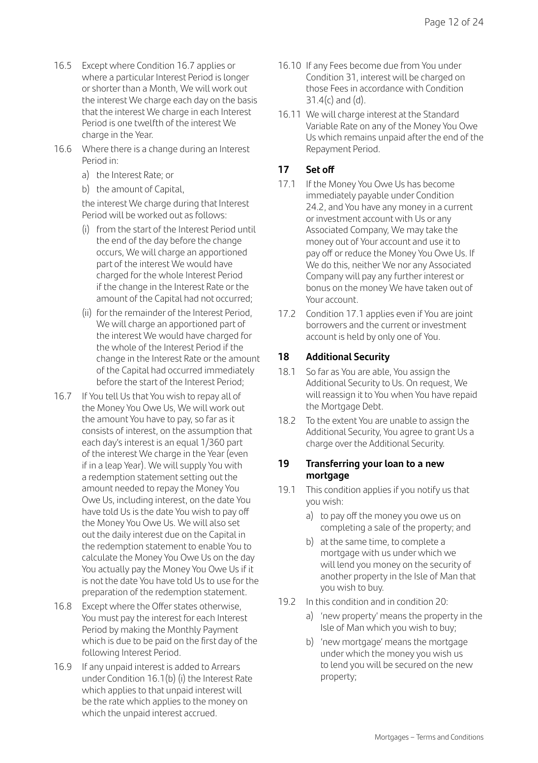16.5 Except where Condition 16.7 applies or where a particular Interest Period is longer or shorter than a Month, We will work out the interest We charge each day on the basis that the interest We charge in each Interest Period is one twelfth of the interest We charge in the Year.

16.6 Where there is a change during an Interest Period in:

a) the Interest Rate; or

b) the amount of Capital,

the interest We charge during that Interest Period will be worked out as follows:

(i) from the start of the Interest Period until the end of the day before the change occurs, We will charge an apportioned part of the interest We would have charged for the whole Interest Period if the change in the Interest Rate or the amount of the Capital had not occurred;

(ii) for the remainder of the Interest Period, We will charge an apportioned part of the interest We would have charged for the whole of the Interest Period if the change in the Interest Rate or the amount of the Capital had occurred immediately before the start of the Interest Period;

16.7 If You tell Us that You wish to repay all of the Money You Owe Us, We will work out the amount You have to pay, so far as it consists of interest, on the assumption that each day's interest is an equal 1/360 part of the interest We charge in the Year (even if in a leap Year). We will supply You with a redemption statement setting out the amount needed to repay the Money You Owe Us, including interest, on the date You have told Us is the date You wish to pay off the Money You Owe Us. We will also set out the daily interest due on the Capital in the redemption statement to enable You to calculate the Money You Owe Us on the day You actually pay the Money You Owe Us if it is not the date You have told Us to use for the preparation of the redemption statement.

16.8 Except where the Offer states otherwise, You must pay the interest for each Interest Period by making the Monthly Payment which is due to be paid on the first day of the following Interest Period.

16.9 If any unpaid interest is added to Arrears under Condition 16.1(b) (i) the Interest Rate which applies to that unpaid interest will be the rate which applies to the money on which the unpaid interest accrued.

16.10 If any Fees become due from You under Condition 31, interest will be charged on those Fees in accordance with Condition 31.4(c) and (d).

16.11 We will charge interest at the Standard Variable Rate on any of the Money You Owe Us which remains unpaid after the end of the Repayment Period.

## 17 Set off

17.1 If the Money You Owe Us has become immediately payable under Condition 24.2, and You have any money in a current or investment account with Us or any Associated Company, We may take the money out of Your account and use it to pay off or reduce the Money You Owe Us. If We do this, neither We nor any Associated Company will pay any further interest or bonus on the money We have taken out of Your account.

17.2 Condition 17.1 applies even if You are joint borrowers and the current or investment account is held by only one of You.

## 18 Additional Security

18.1 So far as You are able, You assign the Additional Security to Us. On request, We will reassign it to You when You have repaid the Mortgage Debt.

18.2 To the extent You are unable to assign the Additional Security, You agree to grant Us a charge over the Additional Security.

## 19 Transferring your loan to a new mortgage

19.1 This condition applies if you notify us that you wish:

a) to pay off the money you owe us on completing a sale of the property; and

b) at the same time, to complete a mortgage with us under which we will lend you money on the security of another property in the Isle of Man that you wish to buy.

19.2 In this condition and in condition 20:

a) 'new property' means the property in the Isle of Man which you wish to buy;

b) 'new mortgage' means the mortgage under which the money you wish us to lend you will be secured on the new property;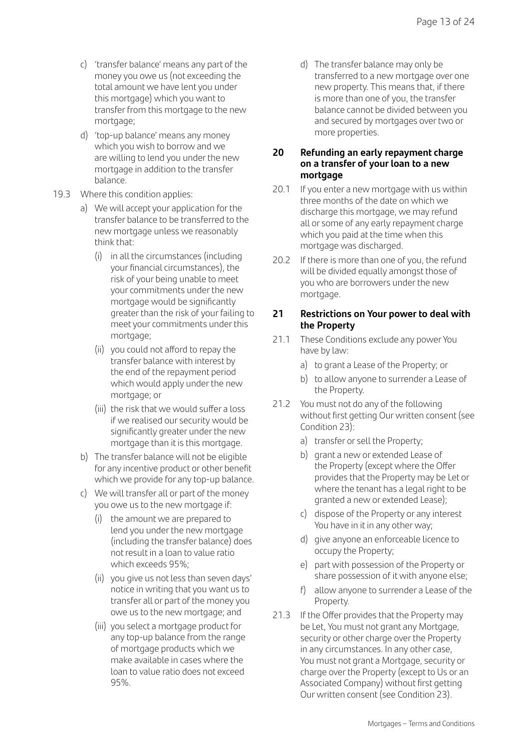c) 'transfer balance' means any part of the money you owe us (not exceeding the total amount we have lent you under this mortgage) which you want to transfer from this mortgage to the new mortgage;

d) 'top-up balance' means any money which you wish to borrow and we are willing to lend you under the new mortgage in addition to the transfer balance.

19.3 Where this condition applies:

a) We will accept your application for the transfer balance to be transferred to the new mortgage unless we reasonably think that:

(i) in all the circumstances (including your financial circumstances), the risk of your being unable to meet your commitments under the new mortgage would be significantly greater than the risk of your failing to meet your commitments under this mortgage;

(ii) you could not afford to repay the transfer balance with interest by the end of the repayment period which would apply under the new mortgage; or

(iii) the risk that we would suffer a loss if we realised our security would be significantly greater under the new mortgage than it is this mortgage.

b) The transfer balance will not be eligible for any incentive product or other benefit which we provide for any top-up balance.

c) We will transfer all or part of the money you owe us to the new mortgage if:

(i) the amount we are prepared to lend you under the new mortgage (including the transfer balance) does not result in a loan to value ratio which exceeds 95%;

(ii) you give us not less than seven days' notice in writing that you want us to transfer all or part of the money you owe us to the new mortgage; and

(iii) you select a mortgage product for any top-up balance from the range of mortgage products which we make available in cases where the loan to value ratio does not exceed 95%.

d) The transfer balance may only be transferred to a new mortgage over one new property. This means that, if there is more than one of you, the transfer balance cannot be divided between you and secured by mortgages over two or more properties.

## 20 Refunding an early repayment charge on a transfer of your loan to a new mortgage

20.1 If you enter a new mortgage with us within three months of the date on which we discharge this mortgage, we may refund all or some of any early repayment charge which you paid at the time when this mortgage was discharged.

20.2 If there is more than one of you, the refund will be divided equally amongst those of you who are borrowers under the new mortgage.

## 21 Restrictions on Your power to deal with the Property

21.1 These Conditions exclude any power You have by law:

a) to grant a Lease of the Property; or

b) to allow anyone to surrender a Lease of the Property.

21.2 You must not do any of the following without first getting Our written consent (see Condition 23):

a) transfer or sell the Property;

b) grant a new or extended Lease of the Property (except where the Offer provides that the Property may be Let or where the tenant has a legal right to be granted a new or extended Lease);

c) dispose of the Property or any interest You have in it in any other way;

d) give anyone an enforceable licence to occupy the Property;

e) part with possession of the Property or share possession of it with anyone else;

f) allow anyone to surrender a Lease of the Property.

21.3 If the Offer provides that the Property may be Let, You must not grant any Mortgage, security or other charge over the Property in any circumstances. In any other case, You must not grant a Mortgage, security or charge over the Property (except to Us or an Associated Company) without first getting Our written consent (see Condition 23).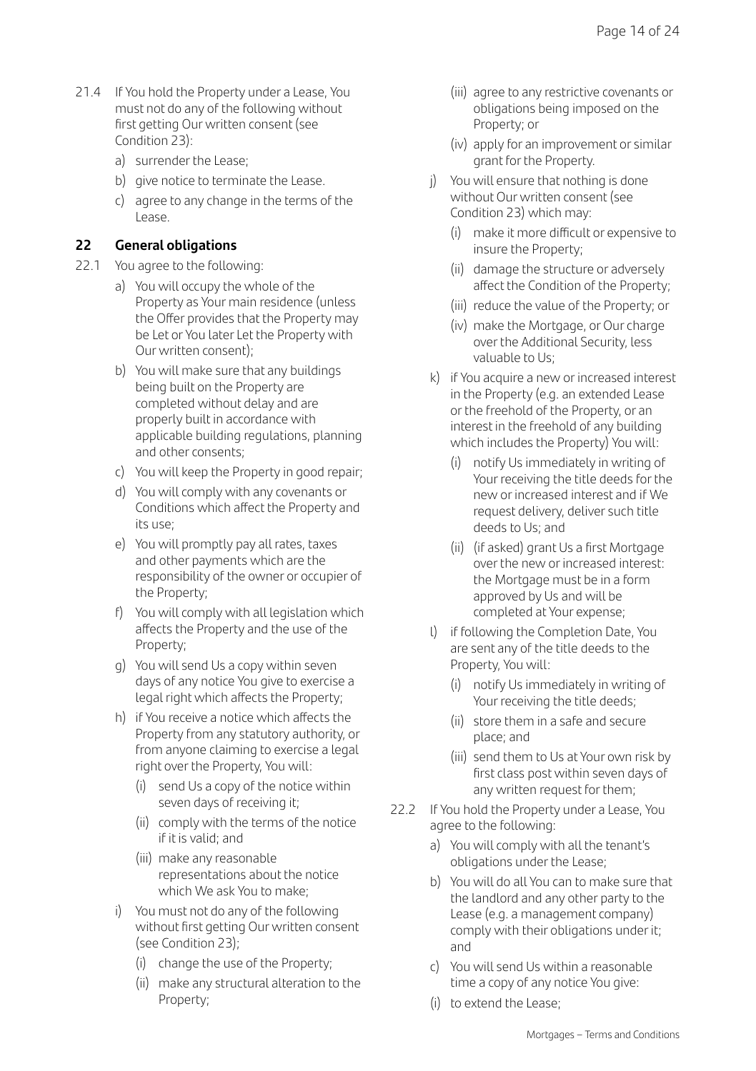21.4 If You hold the Property under a Lease, You must not do any of the following without first getting Our written consent (see Condition 23):

a) surrender the Lease;

b) give notice to terminate the Lease.

c) agree to any change in the terms of the Lease.

## 22 General obligations

22.1 You agree to the following:

a) You will occupy the whole of the Property as Your main residence (unless the Offer provides that the Property may be Let or You later Let the Property with Our written consent);

b) You will make sure that any buildings being built on the Property are completed without delay and are properly built in accordance with applicable building regulations, planning and other consents;

c) You will keep the Property in good repair;

d) You will comply with any covenants or Conditions which affect the Property and its use;

e) You will promptly pay all rates, taxes and other payments which are the responsibility of the owner or occupier of the Property;

f) You will comply with all legislation which affects the Property and the use of the Property;

g) You will send Us a copy within seven days of any notice You give to exercise a legal right which affects the Property;

h) if You receive a notice which affects the Property from any statutory authority, or from anyone claiming to exercise a legal right over the Property, You will:

(i) send Us a copy of the notice within seven days of receiving it;

(ii) comply with the terms of the notice if it is valid; and

(iii) make any reasonable representations about the notice which We ask You to make;

i) You must not do any of the following without first getting Our written consent (see Condition 23);

(i) change the use of the Property;

(ii) make any structural alteration to the Property;

(iii) agree to any restrictive covenants or obligations being imposed on the Property; or

(iv) apply for an improvement or similar grant for the Property.

j) You will ensure that nothing is done without Our written consent (see Condition 23) which may:

(i) make it more difficult or expensive to insure the Property;

(ii) damage the structure or adversely affect the Condition of the Property;

(iii) reduce the value of the Property; or

(iv) make the Mortgage, or Our charge over the Additional Security, less valuable to Us;

k) if You acquire a new or increased interest in the Property (e.g. an extended Lease or the freehold of the Property, or an interest in the freehold of any building which includes the Property) You will:

(i) notify Us immediately in writing of Your receiving the title deeds for the new or increased interest and if We request delivery, deliver such title deeds to Us; and

(ii) (if asked) grant Us a first Mortgage over the new or increased interest: the Mortgage must be in a form approved by Us and will be completed at Your expense;

l) if following the Completion Date, You are sent any of the title deeds to the Property, You will:

(i) notify Us immediately in writing of Your receiving the title deeds;

(ii) store them in a safe and secure place; and

(iii) send them to Us at Your own risk by first class post within seven days of any written request for them;

22.2 If You hold the Property under a Lease, You agree to the following:

a) You will comply with all the tenant's obligations under the Lease;

b) You will do all You can to make sure that the landlord and any other party to the Lease (e.g. a management company) comply with their obligations under it; and

c) You will send Us within a reasonable time a copy of any notice You give:

(i) to extend the Lease;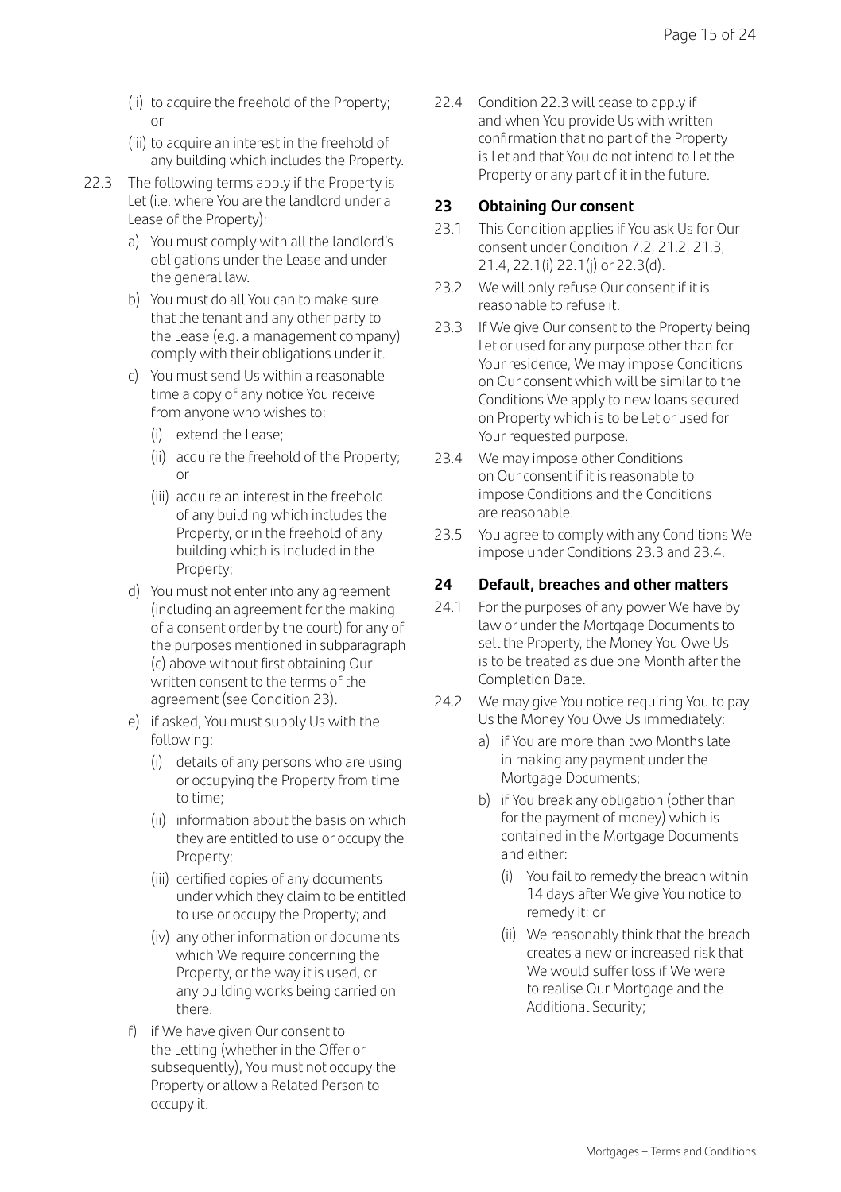(ii) to acquire the freehold of the Property; or

(iii) to acquire an interest in the freehold of any building which includes the Property.

22.3 The following terms apply if the Property is Let (i.e. where You are the landlord under a Lease of the Property);

a) You must comply with all the landlord's obligations under the Lease and under the general law.

b) You must do all You can to make sure that the tenant and any other party to the Lease (e.g. a management company) comply with their obligations under it.

c) You must send Us within a reasonable time a copy of any notice You receive from anyone who wishes to:

(i) extend the Lease;

(ii) acquire the freehold of the Property; or

(iii) acquire an interest in the freehold of any building which includes the Property, or in the freehold of any building which is included in the Property;

d) You must not enter into any agreement (including an agreement for the making of a consent order by the court) for any of the purposes mentioned in subparagraph (c) above without first obtaining Our written consent to the terms of the agreement (see Condition 23).

e) if asked, You must supply Us with the following:

(i) details of any persons who are using or occupying the Property from time to time;

(ii) information about the basis on which they are entitled to use or occupy the Property;

(iii) certified copies of any documents under which they claim to be entitled to use or occupy the Property; and

(iv) any other information or documents which We require concerning the Property, or the way it is used, or any building works being carried on there.

f) if We have given Our consent to the Letting (whether in the Offer or subsequently), You must not occupy the Property or allow a Related Person to occupy it.

22.4 Condition 22.3 will cease to apply if and when You provide Us with written confirmation that no part of the Property is Let and that You do not intend to Let the Property or any part of it in the future.

## 23 Obtaining Our consent

23.1 This Condition applies if You ask Us for Our consent under Condition 7.2, 21.2, 21.3, 21.4, 22.1(i) 22.1(j) or 22.3(d).

23.2 We will only refuse Our consent if it is reasonable to refuse it.

23.3 If We give Our consent to the Property being Let or used for any purpose other than for Your residence, We may impose Conditions on Our consent which will be similar to the Conditions We apply to new loans secured on Property which is to be Let or used for Your requested purpose.

23.4 We may impose other Conditions on Our consent if it is reasonable to impose Conditions and the Conditions are reasonable.

23.5 You agree to comply with any Conditions We impose under Conditions 23.3 and 23.4.

## 24 Default, breaches and other matters

24.1 For the purposes of any power We have by law or under the Mortgage Documents to sell the Property, the Money You Owe Us is to be treated as due one Month after the Completion Date.

24.2 We may give You notice requiring You to pay Us the Money You Owe Us immediately:

a) if You are more than two Months late in making any payment under the Mortgage Documents;

b) if You break any obligation (other than for the payment of money) which is contained in the Mortgage Documents and either:

(i) You fail to remedy the breach within 14 days after We give You notice to remedy it; or

(ii) We reasonably think that the breach creates a new or increased risk that We would suffer loss if We were to realise Our Mortgage and the Additional Security;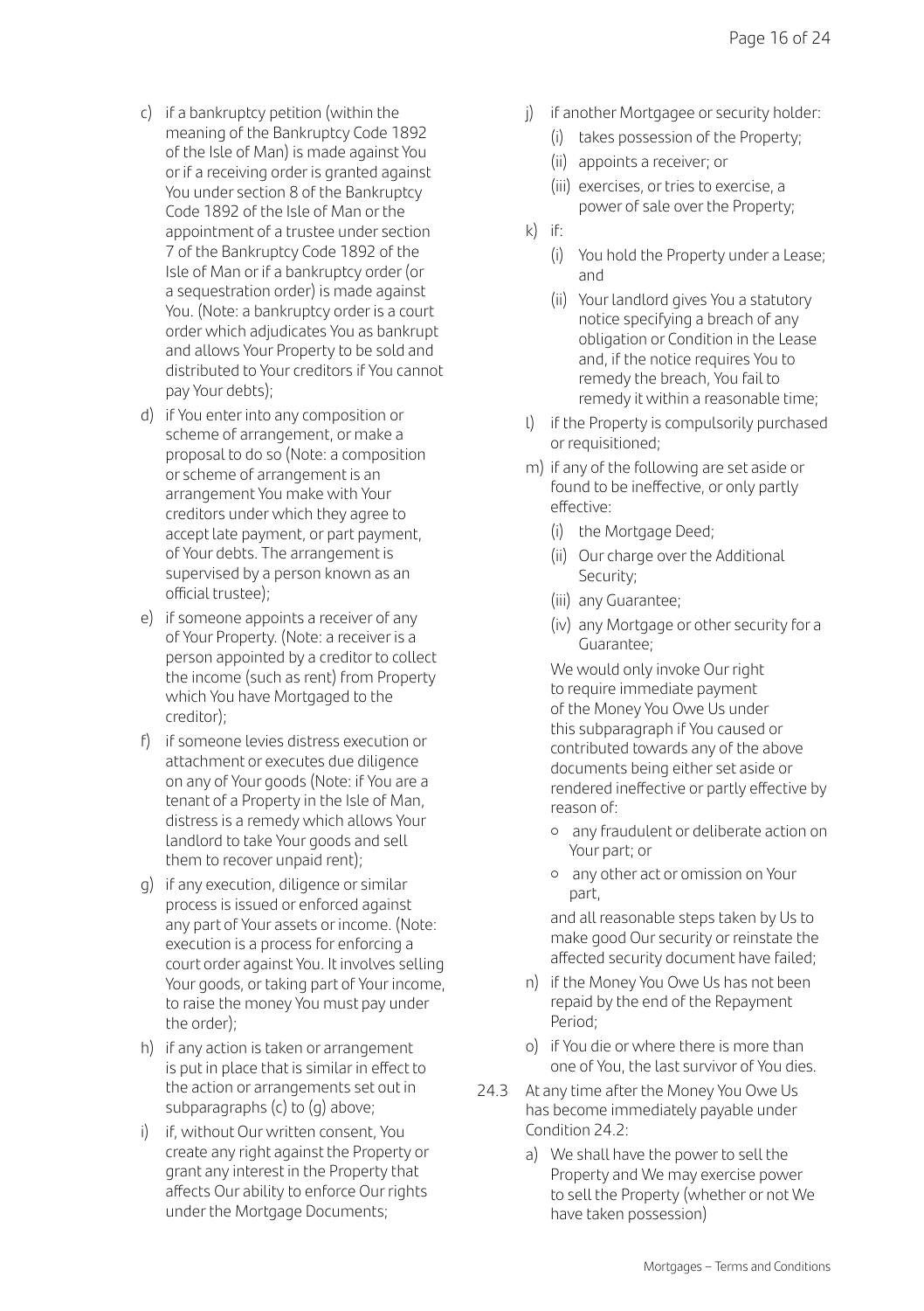c) if a bankruptcy petition (within the meaning of the Bankruptcy Code 1892 of the Isle of Man) is made against You or if a receiving order is granted against You under section 8 of the Bankruptcy Code 1892 of the Isle of Man or the appointment of a trustee under section 7 of the Bankruptcy Code 1892 of the Isle of Man or if a bankruptcy order (or a sequestration order) is made against You. (Note: a bankruptcy order is a court order which adjudicates You as bankrupt and allows Your Property to be sold and distributed to Your creditors if You cannot pay Your debts);

d) if You enter into any composition or scheme of arrangement, or make a proposal to do so (Note: a composition or scheme of arrangement is an arrangement You make with Your creditors under which they agree to accept late payment, or part payment, of Your debts. The arrangement is supervised by a person known as an official trustee);

e) if someone appoints a receiver of any of Your Property. (Note: a receiver is a person appointed by a creditor to collect the income (such as rent) from Property which You have Mortgaged to the creditor);

f) if someone levies distress execution or attachment or executes due diligence on any of Your goods (Note: if You are a tenant of a Property in the Isle of Man, distress is a remedy which allows Your landlord to take Your goods and sell them to recover unpaid rent);

g) if any execution, diligence or similar process is issued or enforced against any part of Your assets or income. (Note: execution is a process for enforcing a court order against You. It involves selling Your goods, or taking part of Your income, to raise the money You must pay under the order);

h) if any action is taken or arrangement is put in place that is similar in effect to the action or arrangements set out in subparagraphs (c) to (g) above;

i) if, without Our written consent, You create any right against the Property or grant any interest in the Property that affects Our ability to enforce Our rights under the Mortgage Documents;

j) if another Mortgagee or security holder:
   (i) takes possession of the Property;
   (ii) appoints a receiver; or
   (iii) exercises, or tries to exercise, a power of sale over the Property;

k) if:
   (i) You hold the Property under a Lease; and
   (ii) Your landlord gives You a statutory notice specifying a breach of any obligation or Condition in the Lease and, if the notice requires You to remedy the breach, You fail to remedy it within a reasonable time;

l) if the Property is compulsorily purchased or requisitioned;

m) if any of the following are set aside or found to be ineffective, or only partly effective:
   (i) the Mortgage Deed;
   (ii) Our charge over the Additional Security;
   (iii) any Guarantee;
   (iv) any Mortgage or other security for a Guarantee;

   We would only invoke Our right to require immediate payment of the Money You Owe Us under this subparagraph if You caused or contributed towards any of the above documents being either set aside or rendered ineffective or partly effective by reason of:

   - any fraudulent or deliberate action on Your part; or
   - any other act or omission on Your part,

   and all reasonable steps taken by Us to make good Our security or reinstate the affected security document have failed;

n) if the Money You Owe Us has not been repaid by the end of the Repayment Period;

o) if You die or where there is more than one of You, the last survivor of You dies.

24.3 At any time after the Money You Owe Us has become immediately payable under Condition 24.2:

a) We shall have the power to sell the Property and We may exercise power to sell the Property (whether or not We have taken possession)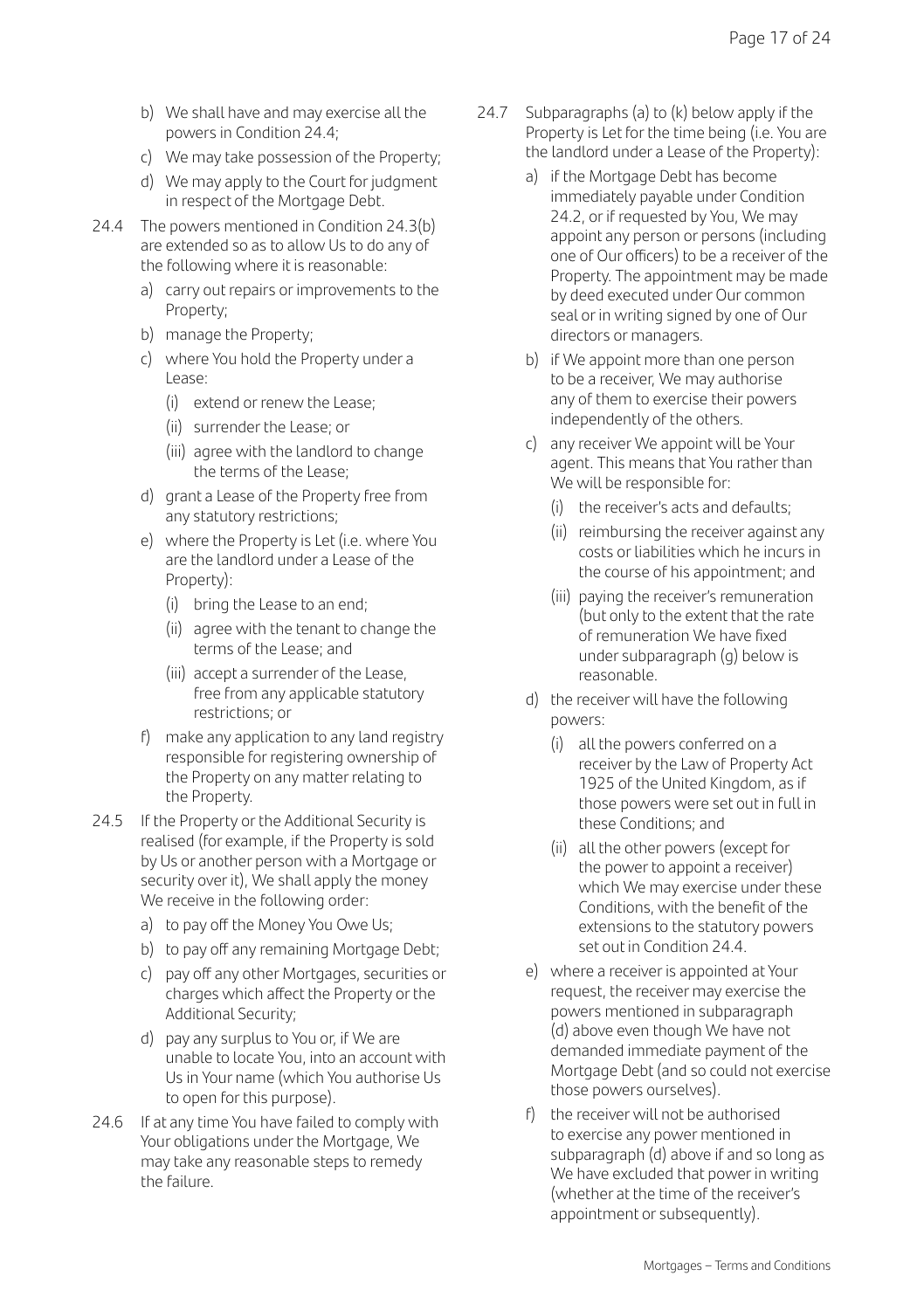b) We shall have and may exercise all the powers in Condition 24.4;

c) We may take possession of the Property;

d) We may apply to the Court for judgment in respect of the Mortgage Debt.

24.4 The powers mentioned in Condition 24.3(b) are extended so as to allow Us to do any of the following where it is reasonable:

a) carry out repairs or improvements to the Property;

b) manage the Property;

c) where You hold the Property under a Lease:

  (i) extend or renew the Lease;

  (ii) surrender the Lease; or

  (iii) agree with the landlord to change the terms of the Lease;

d) grant a Lease of the Property free from any statutory restrictions;

e) where the Property is Let (i.e. where You are the landlord under a Lease of the Property):

  (i) bring the Lease to an end;

  (ii) agree with the tenant to change the terms of the Lease; and

  (iii) accept a surrender of the Lease, free from any applicable statutory restrictions; or

f) make any application to any land registry responsible for registering ownership of the Property on any matter relating to the Property.

24.5 If the Property or the Additional Security is realised (for example, if the Property is sold by Us or another person with a Mortgage or security over it), We shall apply the money We receive in the following order:

a) to pay off the Money You Owe Us;

b) to pay off any remaining Mortgage Debt;

c) pay off any other Mortgages, securities or charges which affect the Property or the Additional Security;

d) pay any surplus to You or, if We are unable to locate You, into an account with Us in Your name (which You authorise Us to open for this purpose).

24.6 If at any time You have failed to comply with Your obligations under the Mortgage, We may take any reasonable steps to remedy the failure.

24.7 Subparagraphs (a) to (k) below apply if the Property is Let for the time being (i.e. You are the landlord under a Lease of the Property):

a) if the Mortgage Debt has become immediately payable under Condition 24.2, or if requested by You, We may appoint any person or persons (including one of Our officers) to be a receiver of the Property. The appointment may be made by deed executed under Our common seal or in writing signed by one of Our directors or managers.

b) if We appoint more than one person to be a receiver, We may authorise any of them to exercise their powers independently of the others.

c) any receiver We appoint will be Your agent. This means that You rather than We will be responsible for:

  (i) the receiver's acts and defaults;

  (ii) reimbursing the receiver against any costs or liabilities which he incurs in the course of his appointment; and

  (iii) paying the receiver's remuneration (but only to the extent that the rate of remuneration We have fixed under subparagraph (g) below is reasonable.

d) the receiver will have the following powers:

  (i) all the powers conferred on a receiver by the Law of Property Act 1925 of the United Kingdom, as if those powers were set out in full in these Conditions; and

  (ii) all the other powers (except for the power to appoint a receiver) which We may exercise under these Conditions, with the benefit of the extensions to the statutory powers set out in Condition 24.4.

e) where a receiver is appointed at Your request, the receiver may exercise the powers mentioned in subparagraph (d) above even though We have not demanded immediate payment of the Mortgage Debt (and so could not exercise those powers ourselves).

f) the receiver will not be authorised to exercise any power mentioned in subparagraph (d) above if and so long as We have excluded that power in writing (whether at the time of the receiver's appointment or subsequently).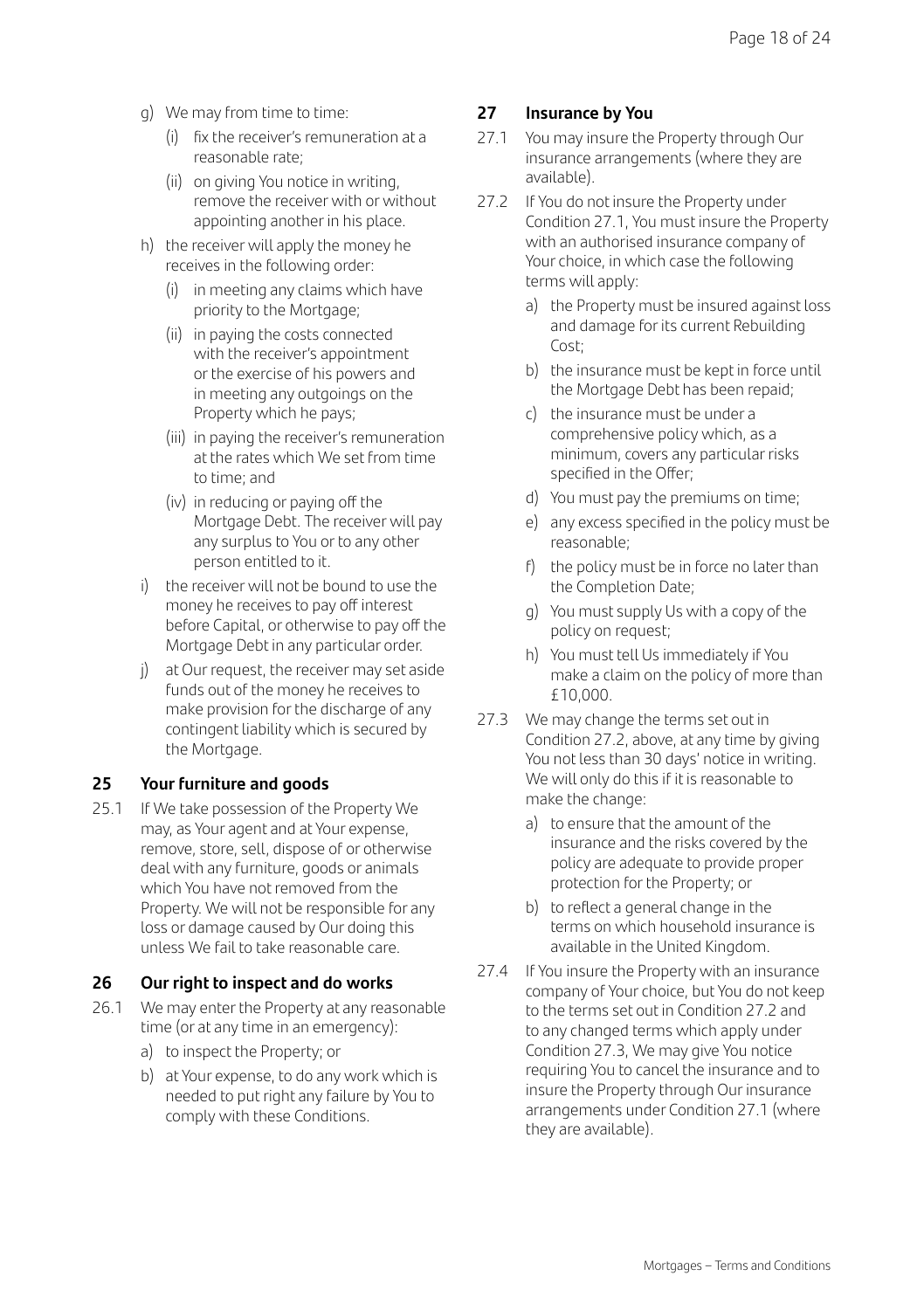g) We may from time to time:
   (i) fix the receiver's remuneration at a reasonable rate;
   (ii) on giving You notice in writing, remove the receiver with or without appointing another in his place.

h) the receiver will apply the money he receives in the following order:
   (i) in meeting any claims which have priority to the Mortgage;
   (ii) in paying the costs connected with the receiver's appointment or the exercise of his powers and in meeting any outgoings on the Property which he pays;
   (iii) in paying the receiver's remuneration at the rates which We set from time to time; and
   (iv) in reducing or paying off the Mortgage Debt. The receiver will pay any surplus to You or to any other person entitled to it.

i) the receiver will not be bound to use the money he receives to pay off interest before Capital, or otherwise to pay off the Mortgage Debt in any particular order.

j) at Our request, the receiver may set aside funds out of the money he receives to make provision for the discharge of any contingent liability which is secured by the Mortgage.

## 25 Your furniture and goods

25.1 If We take possession of the Property We may, as Your agent and at Your expense, remove, store, sell, dispose of or otherwise deal with any furniture, goods or animals which You have not removed from the Property. We will not be responsible for any loss or damage caused by Our doing this unless We fail to take reasonable care.

## 26 Our right to inspect and do works

26.1 We may enter the Property at any reasonable time (or at any time in an emergency):

a) to inspect the Property; or
b) at Your expense, to do any work which is needed to put right any failure by You to comply with these Conditions.

## 27 Insurance by You

27.1 You may insure the Property through Our insurance arrangements (where they are available).

27.2 If You do not insure the Property under Condition 27.1, You must insure the Property with an authorised insurance company of Your choice, in which case the following terms will apply:

a) the Property must be insured against loss and damage for its current Rebuilding Cost;
b) the insurance must be kept in force until the Mortgage Debt has been repaid;
c) the insurance must be under a comprehensive policy which, as a minimum, covers any particular risks specified in the Offer;
d) You must pay the premiums on time;
e) any excess specified in the policy must be reasonable;
f) the policy must be in force no later than the Completion Date;
g) You must supply Us with a copy of the policy on request;
h) You must tell Us immediately if You make a claim on the policy of more than £10,000.

27.3 We may change the terms set out in Condition 27.2, above, at any time by giving You not less than 30 days' notice in writing. We will only do this if it is reasonable to make the change:

a) to ensure that the amount of the insurance and the risks covered by the policy are adequate to provide proper protection for the Property; or
b) to reflect a general change in the terms on which household insurance is available in the United Kingdom.

27.4 If You insure the Property with an insurance company of Your choice, but You do not keep to the terms set out in Condition 27.2 and to any changed terms which apply under Condition 27.3, We may give You notice requiring You to cancel the insurance and to insure the Property through Our insurance arrangements under Condition 27.1 (where they are available).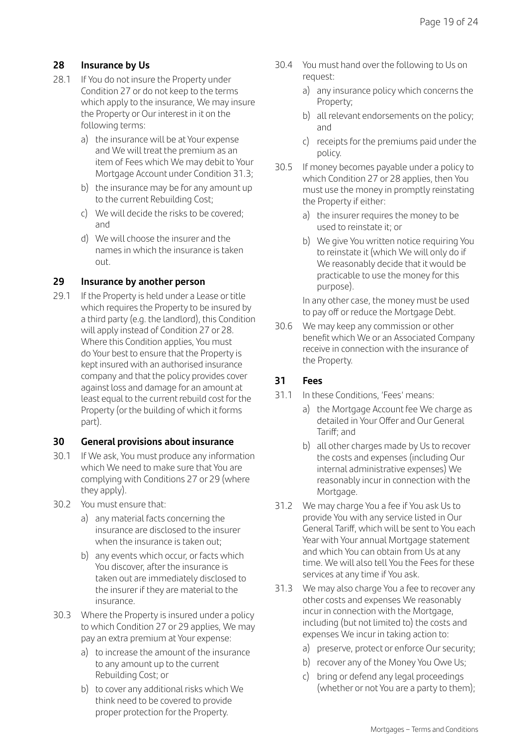## 28 Insurance by Us

28.1 If You do not insure the Property under Condition 27 or do not keep to the terms which apply to the insurance, We may insure the Property or Our interest in it on the following terms:

- a) the insurance will be at Your expense and We will treat the premium as an item of Fees which We may debit to Your Mortgage Account under Condition 31.3;
- b) the insurance may be for any amount up to the current Rebuilding Cost;
- c) We will decide the risks to be covered; and
- d) We will choose the insurer and the names in which the insurance is taken out.

## 29 Insurance by another person

29.1 If the Property is held under a Lease or title which requires the Property to be insured by a third party (e.g. the landlord), this Condition will apply instead of Condition 27 or 28. Where this Condition applies, You must do Your best to ensure that the Property is kept insured with an authorised insurance company and that the policy provides cover against loss and damage for an amount at least equal to the current rebuild cost for the Property (or the building of which it forms part).

## 30 General provisions about insurance

30.1 If We ask, You must produce any information which We need to make sure that You are complying with Conditions 27 or 29 (where they apply).

30.2 You must ensure that:

- a) any material facts concerning the insurance are disclosed to the insurer when the insurance is taken out;
- b) any events which occur, or facts which You discover, after the insurance is taken out are immediately disclosed to the insurer if they are material to the insurance.

30.3 Where the Property is insured under a policy to which Condition 27 or 29 applies, We may pay an extra premium at Your expense:

- a) to increase the amount of the insurance to any amount up to the current Rebuilding Cost; or
- b) to cover any additional risks which We think need to be covered to provide proper protection for the Property.

30.4 You must hand over the following to Us on request:

- a) any insurance policy which concerns the Property;
- b) all relevant endorsements on the policy; and
- c) receipts for the premiums paid under the policy.

30.5 If money becomes payable under a policy to which Condition 27 or 28 applies, then You must use the money in promptly reinstating the Property if either:

- a) the insurer requires the money to be used to reinstate it; or
- b) We give You written notice requiring You to reinstate it (which We will only do if We reasonably decide that it would be practicable to use the money for this purpose).

In any other case, the money must be used to pay off or reduce the Mortgage Debt.

30.6 We may keep any commission or other benefit which We or an Associated Company receive in connection with the insurance of the Property.

## 31 Fees

31.1 In these Conditions, 'Fees' means:

- a) the Mortgage Account fee We charge as detailed in Your Offer and Our General Tariff; and
- b) all other charges made by Us to recover the costs and expenses (including Our internal administrative expenses) We reasonably incur in connection with the Mortgage.

31.2 We may charge You a fee if You ask Us to provide You with any service listed in Our General Tariff, which will be sent to You each Year with Your annual Mortgage statement and which You can obtain from Us at any time. We will also tell You the Fees for these services at any time if You ask.

31.3 We may also charge You a fee to recover any other costs and expenses We reasonably incur in connection with the Mortgage, including (but not limited to) the costs and expenses We incur in taking action to:

- a) preserve, protect or enforce Our security;
- b) recover any of the Money You Owe Us;
- c) bring or defend any legal proceedings (whether or not You are a party to them);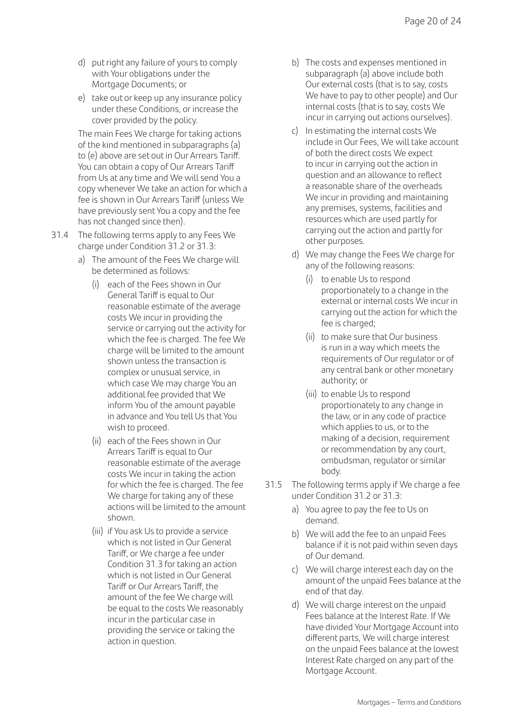d) put right any failure of yours to comply with Your obligations under the Mortgage Documents; or

e) take out or keep up any insurance policy under these Conditions, or increase the cover provided by the policy.

The main Fees We charge for taking actions of the kind mentioned in subparagraphs (a) to (e) above are set out in Our Arrears Tariff. You can obtain a copy of Our Arrears Tariff from Us at any time and We will send You a copy whenever We take an action for which a fee is shown in Our Arrears Tariff (unless We have previously sent You a copy and the fee has not changed since then).

31.4 The following terms apply to any Fees We charge under Condition 31.2 or 31.3:

a) The amount of the Fees We charge will be determined as follows:

(i) each of the Fees shown in Our General Tariff is equal to Our reasonable estimate of the average costs We incur in providing the service or carrying out the activity for which the fee is charged. The fee We charge will be limited to the amount shown unless the transaction is complex or unusual service, in which case We may charge You an additional fee provided that We inform You of the amount payable in advance and You tell Us that You wish to proceed.

(ii) each of the Fees shown in Our Arrears Tariff is equal to Our reasonable estimate of the average costs We incur in taking the action for which the fee is charged. The fee We charge for taking any of these actions will be limited to the amount shown.

(iii) if You ask Us to provide a service which is not listed in Our General Tariff, or We charge a fee under Condition 31.3 for taking an action which is not listed in Our General Tariff or Our Arrears Tariff, the amount of the fee We charge will be equal to the costs We reasonably incur in the particular case in providing the service or taking the action in question.

b) The costs and expenses mentioned in subparagraph (a) above include both Our external costs (that is to say, costs We have to pay to other people) and Our internal costs (that is to say, costs We incur in carrying out actions ourselves).

c) In estimating the internal costs We include in Our Fees, We will take account of both the direct costs We expect to incur in carrying out the action in question and an allowance to reflect a reasonable share of the overheads We incur in providing and maintaining any premises, systems, facilities and resources which are used partly for carrying out the action and partly for other purposes.

d) We may change the Fees We charge for any of the following reasons:

(i) to enable Us to respond proportionately to a change in the external or internal costs We incur in carrying out the action for which the fee is charged;

(ii) to make sure that Our business is run in a way which meets the requirements of Our regulator or of any central bank or other monetary authority; or

(iii) to enable Us to respond proportionately to any change in the law, or in any code of practice which applies to us, or to the making of a decision, requirement or recommendation by any court, ombudsman, regulator or similar body.

31.5 The following terms apply if We charge a fee under Condition 31.2 or 31.3:

a) You agree to pay the fee to Us on demand.

b) We will add the fee to an unpaid Fees balance if it is not paid within seven days of Our demand.

c) We will charge interest each day on the amount of the unpaid Fees balance at the end of that day.

d) We will charge interest on the unpaid Fees balance at the Interest Rate. If We have divided Your Mortgage Account into different parts, We will charge interest on the unpaid Fees balance at the lowest Interest Rate charged on any part of the Mortgage Account.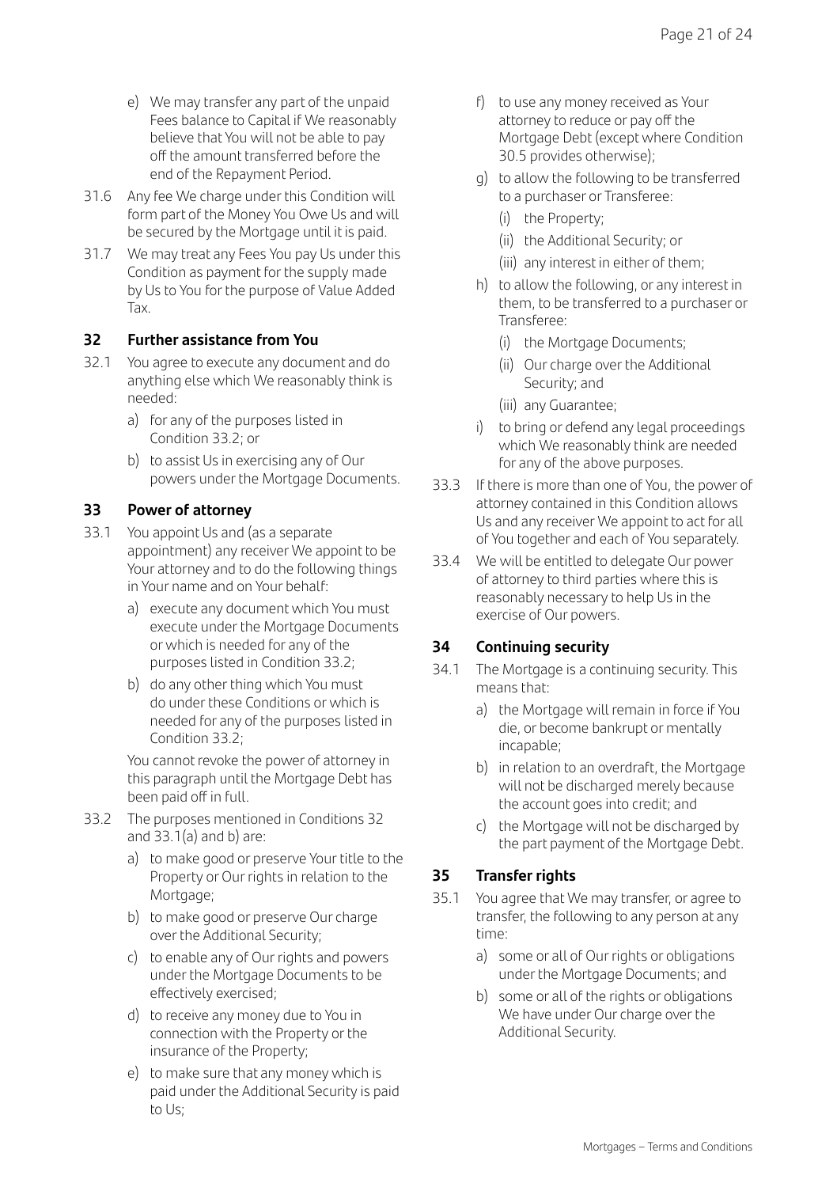e) We may transfer any part of the unpaid Fees balance to Capital if We reasonably believe that You will not be able to pay off the amount transferred before the end of the Repayment Period.

31.6 Any fee We charge under this Condition will form part of the Money You Owe Us and will be secured by the Mortgage until it is paid.

31.7 We may treat any Fees You pay Us under this Condition as payment for the supply made by Us to You for the purpose of Value Added Tax.

## 32 Further assistance from You

32.1 You agree to execute any document and do anything else which We reasonably think is needed:

a) for any of the purposes listed in Condition 33.2; or

b) to assist Us in exercising any of Our powers under the Mortgage Documents.

## 33 Power of attorney

33.1 You appoint Us and (as a separate appointment) any receiver We appoint to be Your attorney and to do the following things in Your name and on Your behalf:

a) execute any document which You must execute under the Mortgage Documents or which is needed for any of the purposes listed in Condition 33.2;

b) do any other thing which You must do under these Conditions or which is needed for any of the purposes listed in Condition 33.2;

You cannot revoke the power of attorney in this paragraph until the Mortgage Debt has been paid off in full.

33.2 The purposes mentioned in Conditions 32 and 33.1(a) and b) are:

a) to make good or preserve Your title to the Property or Our rights in relation to the Mortgage;

b) to make good or preserve Our charge over the Additional Security;

c) to enable any of Our rights and powers under the Mortgage Documents to be effectively exercised;

d) to receive any money due to You in connection with the Property or the insurance of the Property;

e) to make sure that any money which is paid under the Additional Security is paid to Us;

f) to use any money received as Your attorney to reduce or pay off the Mortgage Debt (except where Condition 30.5 provides otherwise);

g) to allow the following to be transferred to a purchaser or Transferee:

(i) the Property;

(ii) the Additional Security; or

(iii) any interest in either of them;

h) to allow the following, or any interest in them, to be transferred to a purchaser or Transferee:

(i) the Mortgage Documents;

(ii) Our charge over the Additional Security; and

(iii) any Guarantee;

i) to bring or defend any legal proceedings which We reasonably think are needed for any of the above purposes.

33.3 If there is more than one of You, the power of attorney contained in this Condition allows Us and any receiver We appoint to act for all of You together and each of You separately.

33.4 We will be entitled to delegate Our power of attorney to third parties where this is reasonably necessary to help Us in the exercise of Our powers.

## 34 Continuing security

34.1 The Mortgage is a continuing security. This means that:

a) the Mortgage will remain in force if You die, or become bankrupt or mentally incapable;

b) in relation to an overdraft, the Mortgage will not be discharged merely because the account goes into credit; and

c) the Mortgage will not be discharged by the part payment of the Mortgage Debt.

## 35 Transfer rights

35.1 You agree that We may transfer, or agree to transfer, the following to any person at any time:

a) some or all of Our rights or obligations under the Mortgage Documents; and

b) some or all of the rights or obligations We have under Our charge over the Additional Security.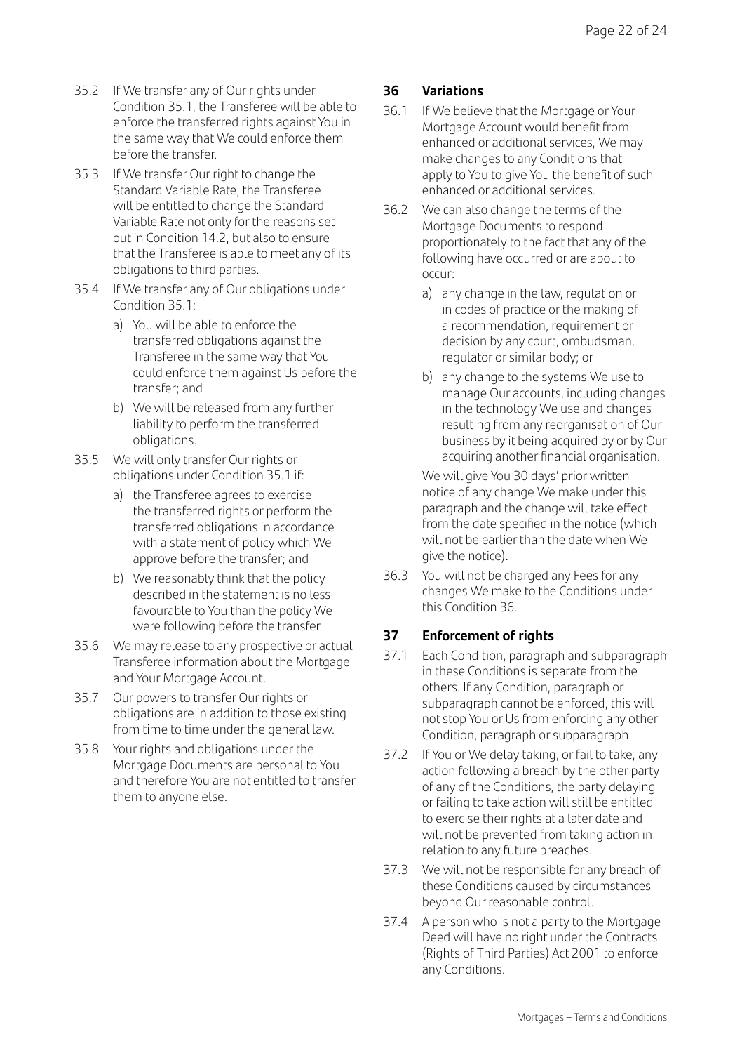35.2 If We transfer any of Our rights under Condition 35.1, the Transferee will be able to enforce the transferred rights against You in the same way that We could enforce them before the transfer.

35.3 If We transfer Our right to change the Standard Variable Rate, the Transferee will be entitled to change the Standard Variable Rate not only for the reasons set out in Condition 14.2, but also to ensure that the Transferee is able to meet any of its obligations to third parties.

35.4 If We transfer any of Our obligations under Condition 35.1:

a) You will be able to enforce the transferred obligations against the Transferee in the same way that You could enforce them against Us before the transfer; and

b) We will be released from any further liability to perform the transferred obligations.

35.5 We will only transfer Our rights or obligations under Condition 35.1 if:

a) the Transferee agrees to exercise the transferred rights or perform the transferred obligations in accordance with a statement of policy which We approve before the transfer; and

b) We reasonably think that the policy described in the statement is no less favourable to You than the policy We were following before the transfer.

35.6 We may release to any prospective or actual Transferee information about the Mortgage and Your Mortgage Account.

35.7 Our powers to transfer Our rights or obligations are in addition to those existing from time to time under the general law.

35.8 Your rights and obligations under the Mortgage Documents are personal to You and therefore You are not entitled to transfer them to anyone else.

## 36 Variations

36.1 If We believe that the Mortgage or Your Mortgage Account would benefit from enhanced or additional services, We may make changes to any Conditions that apply to You to give You the benefit of such enhanced or additional services.

36.2 We can also change the terms of the Mortgage Documents to respond proportionately to the fact that any of the following have occurred or are about to occur:

a) any change in the law, regulation or in codes of practice or the making of a recommendation, requirement or decision by any court, ombudsman, regulator or similar body; or

b) any change to the systems We use to manage Our accounts, including changes in the technology We use and changes resulting from any reorganisation of Our business by it being acquired by or by Our acquiring another financial organisation.

We will give You 30 days' prior written notice of any change We make under this paragraph and the change will take effect from the date specified in the notice (which will not be earlier than the date when We give the notice).

36.3 You will not be charged any Fees for any changes We make to the Conditions under this Condition 36.

## 37 Enforcement of rights

37.1 Each Condition, paragraph and subparagraph in these Conditions is separate from the others. If any Condition, paragraph or subparagraph cannot be enforced, this will not stop You or Us from enforcing any other Condition, paragraph or subparagraph.

37.2 If You or We delay taking, or fail to take, any action following a breach by the other party of any of the Conditions, the party delaying or failing to take action will still be entitled to exercise their rights at a later date and will not be prevented from taking action in relation to any future breaches.

37.3 We will not be responsible for any breach of these Conditions caused by circumstances beyond Our reasonable control.

37.4 A person who is not a party to the Mortgage Deed will have no right under the Contracts (Rights of Third Parties) Act 2001 to enforce any Conditions.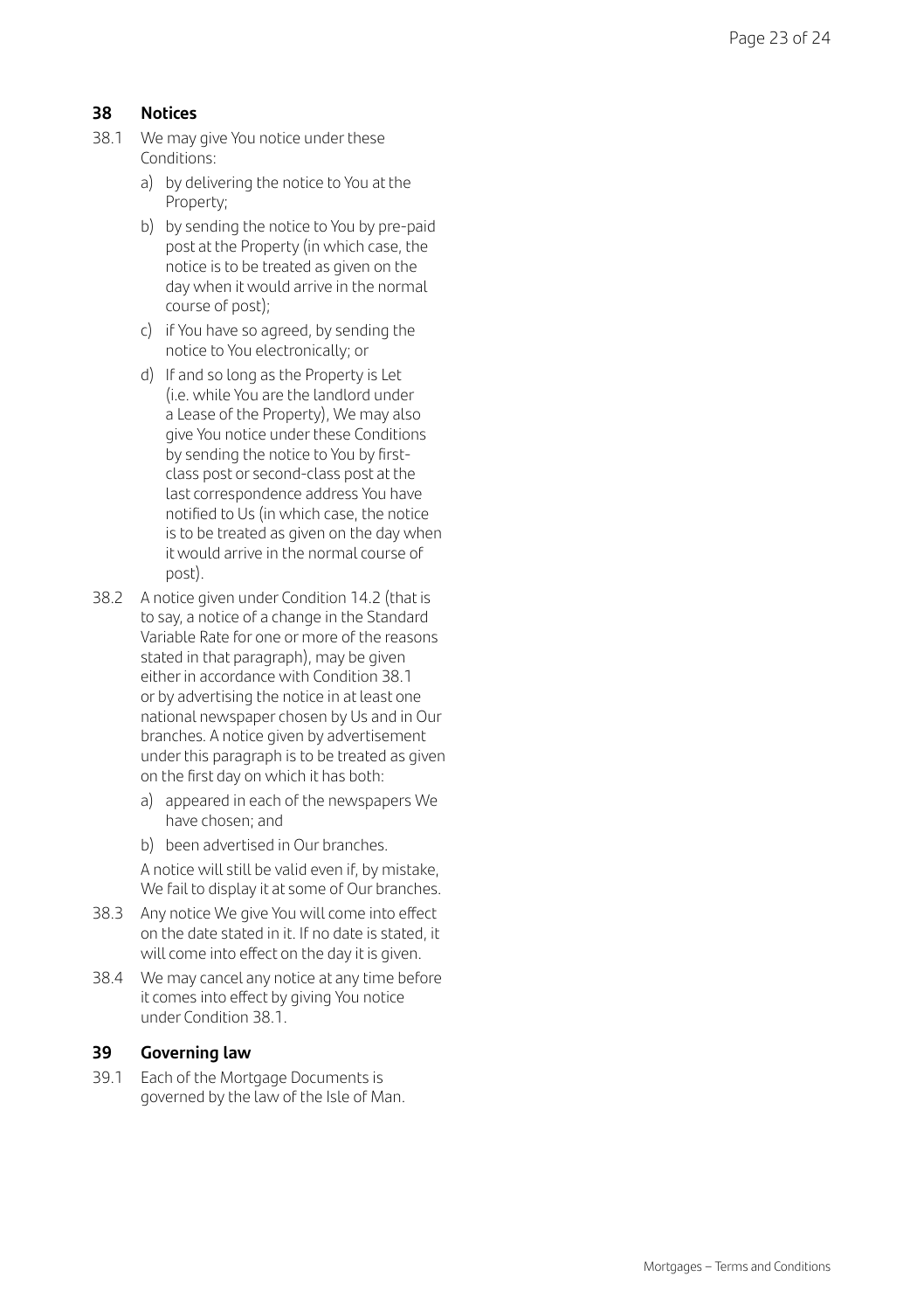## 38 Notices

38.1 We may give You notice under these Conditions:

a) by delivering the notice to You at the Property;

b) by sending the notice to You by pre-paid post at the Property (in which case, the notice is to be treated as given on the day when it would arrive in the normal course of post);

c) if You have so agreed, by sending the notice to You electronically; or

d) If and so long as the Property is Let (i.e. while You are the landlord under a Lease of the Property), We may also give You notice under these Conditions by sending the notice to You by first-class post or second-class post at the last correspondence address You have notified to Us (in which case, the notice is to be treated as given on the day when it would arrive in the normal course of post).

38.2 A notice given under Condition 14.2 (that is to say, a notice of a change in the Standard Variable Rate for one or more of the reasons stated in that paragraph), may be given either in accordance with Condition 38.1 or by advertising the notice in at least one national newspaper chosen by Us and in Our branches. A notice given by advertisement under this paragraph is to be treated as given on the first day on which it has both:

a) appeared in each of the newspapers We have chosen; and

b) been advertised in Our branches.

A notice will still be valid even if, by mistake, We fail to display it at some of Our branches.

38.3 Any notice We give You will come into effect on the date stated in it. If no date is stated, it will come into effect on the day it is given.

38.4 We may cancel any notice at any time before it comes into effect by giving You notice under Condition 38.1.

## 39 Governing law

39.1 Each of the Mortgage Documents is governed by the law of the Isle of Man.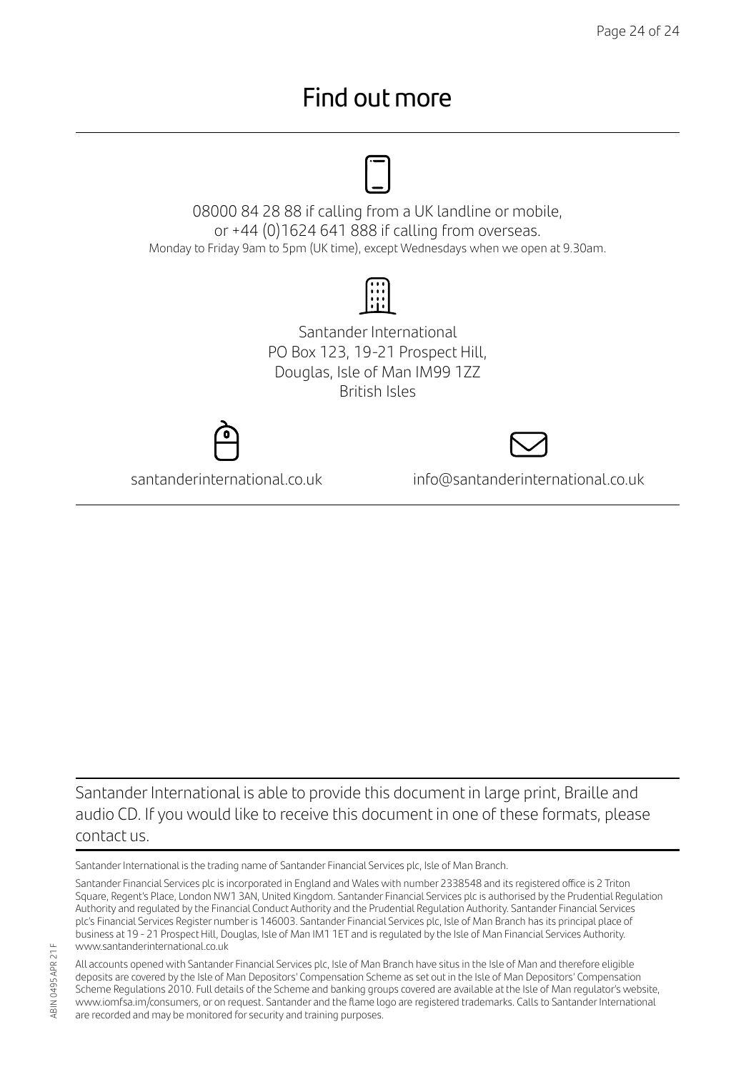# Find out more

08000 84 28 88 if calling from a UK landline or mobile,
or +44 (0)1624 641 888 if calling from overseas.
Monday to Friday 9am to 5pm (UK time), except Wednesdays when we open at 9.30am.

Santander International
PO Box 123, 19-21 Prospect Hill,
Douglas, Isle of Man IM99 1ZZ
British Isles

santanderinternational.co.uk

info@santanderinternational.co.uk

Santander International is able to provide this document in large print, Braille and audio CD. If you would like to receive this document in one of these formats, please contact us.

Santander International is the trading name of Santander Financial Services plc, Isle of Man Branch.

Santander Financial Services plc is incorporated in England and Wales with number 2338548 and its registered office is 2 Triton Square, Regent's Place, London NW1 3AN, United Kingdom. Santander Financial Services plc is authorised by the Prudential Regulation Authority and regulated by the Financial Conduct Authority and the Prudential Regulation Authority. Santander Financial Services plc's Financial Services Register number is 146003. Santander Financial Services plc, Isle of Man Branch has its principal place of business at 19 - 21 Prospect Hill, Douglas, Isle of Man IM1 1ET and is regulated by the Isle of Man Financial Services Authority. www.santanderinternational.co.uk

All accounts opened with Santander Financial Services plc, Isle of Man Branch have situs in the Isle of Man and therefore eligible deposits are covered by the Isle of Man Depositors' Compensation Scheme as set out in the Isle of Man Depositors' Compensation Scheme Regulations 2010. Full details of the Scheme and banking groups covered are available at the Isle of Man regulator's website, www.iomfsa.im/consumers, or on request. Santander and the flame logo are registered trademarks. Calls to Santander International are recorded and may be monitored for security and training purposes.

ABIN 0495 APR 21 F